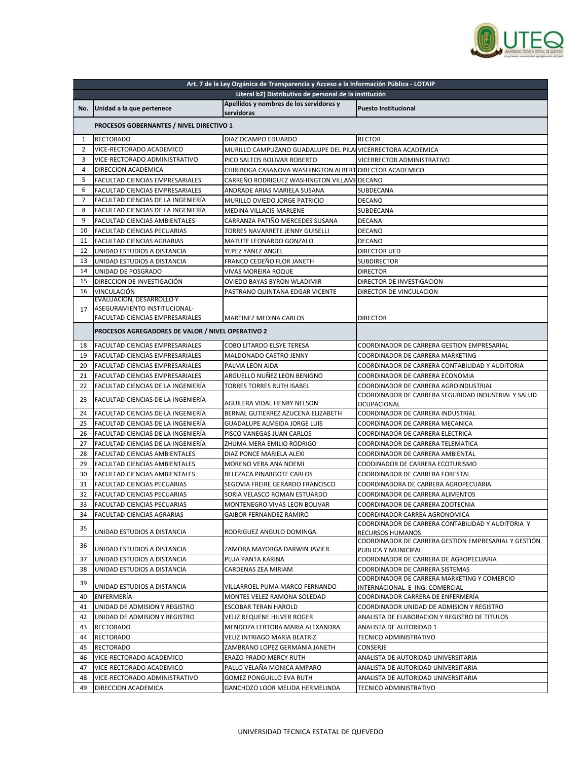| Art. 7 de la Ley Orgánica de Transparencia y Acceso a la Información Pública - LOTAIP | | | |
|---|---|---|---|
| Literal b2) Distributivo de personal de la institución | | | |
| No. | Unidad a la que pertenece | Apellidos y nombres de los servidores y servidoras | Puesto Institucional |
| | **PROCESOS GOBERNANTES / NIVEL DIRECTIVO 1** | | |
| 1 | RECTORADO | DIAZ OCAMPO EDUARDO | RECTOR |
| 2 | VICE-RECTORADO ACADEMICO | MURILLO CAMPUZANO GUADALUPE DEL PILA | VICERRECTORA ACADEMICA |
| 3 | VICE-RECTORADO ADMINISTRATIVO | PICO SALTOS BOLIVAR ROBERTO | VICERRECTOR ADMINISTRATIVO |
| 4 | DIRECCION ACADEMICA | CHIRIBOGA CASANOVA WASHINGTON ALBERT | DIRECTOR ACADEMICO |
| 5 | FACULTAD CIENCIAS EMPRESARIALES | CARREÑO RODRIGUEZ WASHINGTON VILLAMI | DECANO |
| 6 | FACULTAD CIENCIAS EMPRESARIALES | ANDRADE ARIAS MARIELA SUSANA | SUBDECANA |
| 7 | FACULTAD CIENCIAS DE LA INGENIERÍA | MURILLO OVIEDO JORGE PATRICIO | DECANO |
| 8 | FACULTAD CIENCIAS DE LA INGENIERÍA | MEDINA VILLACIS MARLENE | SUBDECANA |
| 9 | FACULTAD CIENCIAS AMBIENTALES | CARRANZA PATIÑO MERCEDES SUSANA | DECANA |
| 10 | FACULTAD CIENCIAS PECUARIAS | TORRES NAVARRETE JENNY GUISELLI | DECANO |
| 11 | FACULTAD CIENCIAS AGRARIAS | MATUTE LEONARDO GONZALO | DECANO |
| 12 | UNIDAD ESTUDIOS A DISTANCIA | YEPEZ YANEZ ANGEL | DIRECTOR UED |
| 13 | UNIDAD ESTUDIOS A DISTANCIA | FRANCO CEDEÑO FLOR JANETH | SUBDIRECTOR |
| 14 | UNIDAD DE POSGRADO | VIVAS MOREIRA ROQUE | DIRECTOR |
| 15 | DIRECCION DE INVESTIGACIÓN | OVIEDO BAYAS BYRON WLADIMIR | DIRECTOR DE INVESTIGACION |
| 16 | VINCULACIÓN | PASTRANO QUINTANA EDGAR VICENTE | DIRECTOR DE VINCULACION |
| 17 | EVALUACIÓN, DESARROLLO Y ASEGURAMIENTO INSTITUCIONAL- FACULTAD CIENCIAS EMPRESARIALES | MARTINEZ MEDINA CARLOS | DIRECTOR |
| | **PROCESOS AGREGADORES DE VALOR / NIVEL OPERATIVO 2** | | |
| 18 | FACULTAD CIENCIAS EMPRESARIALES | COBO LITARDO ELSYE TERESA | COORDINADOR DE CARRERA GESTION EMPRESARIAL |
| 19 | FACULTAD CIENCIAS EMPRESARIALES | MALDONADO CASTRO JENNY | COORDINADOR DE CARRERA MARKETING |
| 20 | FACULTAD CIENCIAS EMPRESARIALES | PALMA LEON AIDA | COORDINADOR DE CARRERA CONTABILIDAD Y AUDITORIA |
| 21 | FACULTAD CIENCIAS EMPRESARIALES | ARGUELLO NUÑEZ LEON BENIGNO | COORDINADOR DE CARRERA ECONOMIA |
| 22 | FACULTAD CIENCIAS DE LA INGENIERÍA | TORRES TORRES RUTH ISABEL | COORDINADOR DE CARRERA AGROINDUSTRIAL |
| 23 | FACULTAD CIENCIAS DE LA INGENIERÍA | AGUILERA VIDAL HENRY NELSON | COORDINADOR DE CARRERA SEGURIDAD INDUSTRIAL Y SALUD OCUPACIONAL |
| 24 | FACULTAD CIENCIAS DE LA INGENIERÍA | BERNAL GUTIERREZ AZUCENA ELIZABETH | COORDINADOR DE CARRERA INDUSTRIAL |
| 25 | FACULTAD CIENCIAS DE LA INGENIERÍA | GUADALUPE ALMEIDA JORGE LUIS | COORDINADOR DE CARRERA MECANICA |
| 26 | FACULTAD CIENCIAS DE LA INGENIERÍA | PISCO VANEGAS JUAN CARLOS | COORDINADOR DE CARRERA ELECTRICA |
| 27 | FACULTAD CIENCIAS DE LA INGENIERÍA | ZHUMA MERA EMILIO RODRIGO | COORDINADOR DE CARRERA TELEMATICA |
| 28 | FACULTAD CIENCIAS AMBIENTALES | DIAZ PONCE MARIELA ALEXI | COORDINADOR DE CARRERA AMBIENTAL |
| 29 | FACULTAD CIENCIAS AMBIENTALES | MORENO VERA ANA NOEMI | COODINADOR DE CARRERA ECOTURISMO |
| 30 | FACULTAD CIENCIAS AMBIENTALES | BELEZACA PINARGOTE CARLOS | COORDINADOR DE CARRERA FORESTAL |
| 31 | FACULTAD CIENCIAS PECUARIAS | SEGOVIA FREIRE GERARDO FRANCISCO | COORDINADORA DE CARRERA AGROPECUARIA |
| 32 | FACULTAD CIENCIAS PECUARIAS | SORIA VELASCO ROMAN ESTUARDO | COORDINADOR DE CARRERA ALIMENTOS |
| 33 | FACULTAD CIENCIAS PECUARIAS | MONTENEGRO VIVAS LEON BOLIVAR | COORDINADOR DE CARRERA ZOOTECNIA |
| 34 | FACULTAD CIENCIAS AGRARIAS | GAIBOR FERNANDEZ RAMIRO | COORDINADOR CARREA AGRONOMICA |
| 35 | UNIDAD ESTUDIOS A DISTANCIA | RODRIGUEZ ANGULO DOMINGA | COORDINADOR DE CARRERA CONTABILIDAD Y AUDITORIA Y RECURSOS HUMANOS |
| 36 | UNIDAD ESTUDIOS A DISTANCIA | ZAMORA MAYORGA DARWIN JAVIER | COORDINADOR DE CARRERA GESTION EMPRESARIAL Y GESTIÓN PUBLICA Y MUNICIPAL |
| 37 | UNIDAD ESTUDIOS A DISTANCIA | PLUA PANTA KARINA | COORDINADOR DE CARRERA DE AGROPECUARIA |
| 38 | UNIDAD ESTUDIOS A DISTANCIA | CARDENAS ZEA MIRIAM | COORDINADOR DE CARRERA SISTEMAS |
| 39 | UNIDAD ESTUDIOS A DISTANCIA | VILLARROEL PUMA MARCO FERNANDO | COORDINADOR DE CARRERA MARKETING Y COMERCIO INTERNACIONAL E ING. COMERCIAL |
| 40 | ENFERMERÍA | MONTES VELEZ RAMONA SOLEDAD | COORDINADOR CARRERA DE ENFERMERÍA |
| 41 | UNIDAD DE ADMISION Y REGISTRO | ESCOBAR TERAN HAROLD | COORDINADOR UNIDAD DE ADMISION Y REGISTRO |
| 42 | UNIDAD DE ADMISION Y REGISTRO | VELIZ REQUENE HILVER ROGER | ANALISTA DE ELABORACION Y REGISTRO DE TITULOS |
| 43 | RECTORADO | MENDOZA LERTORA MARIA ALEXANDRA | ANALISTA DE AUTORIDAD 1 |
| 44 | RECTORADO | VELIZ INTRIAGO MARIA BEATRIZ | TECNICO ADMINISTRATIVO |
| 45 | RECTORADO | ZAMBRANO LOPEZ GERMANIA JANETH | CONSERJE |
| 46 | VICE-RECTORADO ACADEMICO | ERAZO PRADO MERCY RUTH | ANALISTA DE AUTORIDAD UNIVERSITARIA |
| 47 | VICE-RECTORADO ACADEMICO | PALLO VELAÑA MONICA AMPARO | ANALISTA DE AUTORIDAD UNIVERSITARIA |
| 48 | VICE-RECTORADO ADMINISTRATIVO | GOMEZ PONGUILLO EVA RUTH | ANALISTA DE AUTORIDAD UNIVERSITARIA |
| 49 | DIRECCION ACADEMICA | GANCHOZO LOOR MELIDA HERMELINDA | TECNICO ADMINISTRATIVO |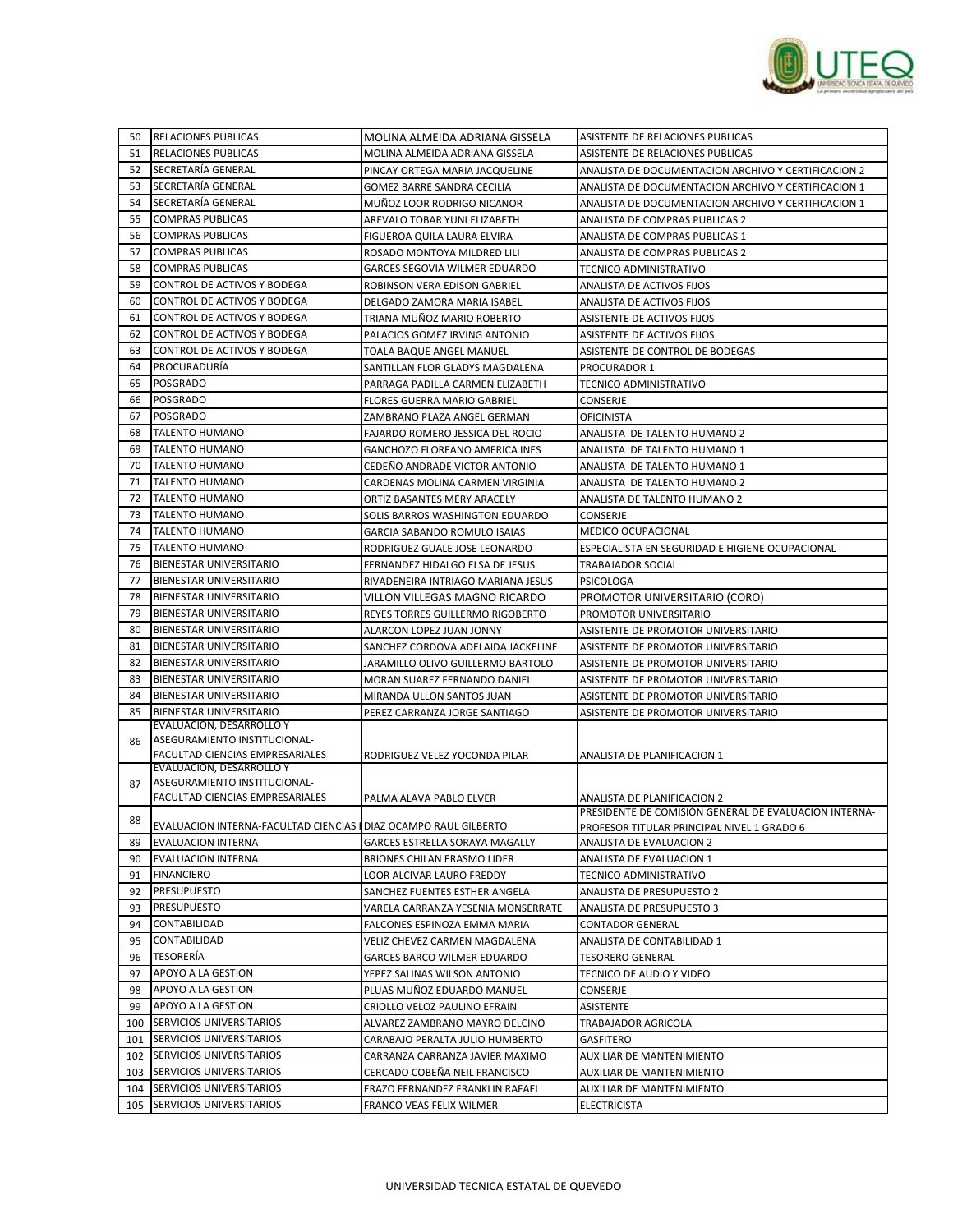| 50 | RELACIONES PUBLICAS | MOLINA ALMEIDA ADRIANA GISSELA | ASISTENTE DE RELACIONES PUBLICAS |
|---|---|---|---|
| 51 | RELACIONES PUBLICAS | MOLINA ALMEIDA ADRIANA GISSELA | ASISTENTE DE RELACIONES PUBLICAS |
| 52 | SECRETARÍA GENERAL | PINCAY ORTEGA MARIA JACQUELINE | ANALISTA DE DOCUMENTACION ARCHIVO Y CERTIFICACION 2 |
| 53 | SECRETARÍA GENERAL | GOMEZ BARRE SANDRA CECILIA | ANALISTA DE DOCUMENTACION ARCHIVO Y CERTIFICACION 1 |
| 54 | SECRETARÍA GENERAL | MUÑOZ LOOR RODRIGO NICANOR | ANALISTA DE DOCUMENTACION ARCHIVO Y CERTIFICACION 1 |
| 55 | COMPRAS PUBLICAS | AREVALO TOBAR YUNI ELIZABETH | ANALISTA DE COMPRAS PUBLICAS 2 |
| 56 | COMPRAS PUBLICAS | FIGUEROA QUILA LAURA ELVIRA | ANALISTA DE COMPRAS PUBLICAS 1 |
| 57 | COMPRAS PUBLICAS | ROSADO MONTOYA MILDRED LILI | ANALISTA DE COMPRAS PUBLICAS 2 |
| 58 | COMPRAS PUBLICAS | GARCES SEGOVIA WILMER EDUARDO | TECNICO ADMINISTRATIVO |
| 59 | CONTROL DE ACTIVOS Y BODEGA | ROBINSON VERA EDISON GABRIEL | ANALISTA DE ACTIVOS FIJOS |
| 60 | CONTROL DE ACTIVOS Y BODEGA | DELGADO ZAMORA MARIA ISABEL | ANALISTA DE ACTIVOS FIJOS |
| 61 | CONTROL DE ACTIVOS Y BODEGA | TRIANA MUÑOZ MARIO ROBERTO | ASISTENTE DE ACTIVOS FIJOS |
| 62 | CONTROL DE ACTIVOS Y BODEGA | PALACIOS GOMEZ IRVING ANTONIO | ASISTENTE DE ACTIVOS FIJOS |
| 63 | CONTROL DE ACTIVOS Y BODEGA | TOALA BAQUE ANGEL MANUEL | ASISTENTE DE CONTROL DE BODEGAS |
| 64 | PROCURADURÍA | SANTILLAN FLOR GLADYS MAGDALENA | PROCURADOR 1 |
| 65 | POSGRADO | PARRAGA PADILLA CARMEN ELIZABETH | TECNICO ADMINISTRATIVO |
| 66 | POSGRADO | FLORES GUERRA MARIO GABRIEL | CONSERJE |
| 67 | POSGRADO | ZAMBRANO PLAZA ANGEL GERMAN | OFICINISTA |
| 68 | TALENTO HUMANO | FAJARDO ROMERO JESSICA DEL ROCIO | ANALISTA DE TALENTO HUMANO 2 |
| 69 | TALENTO HUMANO | GANCHOZO FLOREANO AMERICA INES | ANALISTA DE TALENTO HUMANO 1 |
| 70 | TALENTO HUMANO | CEDEÑO ANDRADE VICTOR ANTONIO | ANALISTA DE TALENTO HUMANO 1 |
| 71 | TALENTO HUMANO | CARDENAS MOLINA CARMEN VIRGINIA | ANALISTA DE TALENTO HUMANO 2 |
| 72 | TALENTO HUMANO | ORTIZ BASANTES MERY ARACELY | ANALISTA DE TALENTO HUMANO 2 |
| 73 | TALENTO HUMANO | SOLIS BARROS WASHINGTON EDUARDO | CONSERJE |
| 74 | TALENTO HUMANO | GARCIA SABANDO ROMULO ISAIAS | MEDICO OCUPACIONAL |
| 75 | TALENTO HUMANO | RODRIGUEZ GUALE JOSE LEONARDO | ESPECIALISTA EN SEGURIDAD E HIGIENE OCUPACIONAL |
| 76 | BIENESTAR UNIVERSITARIO | FERNANDEZ HIDALGO ELSA DE JESUS | TRABAJADOR SOCIAL |
| 77 | BIENESTAR UNIVERSITARIO | RIVADENEIRA INTRIAGO MARIANA JESUS | PSICOLOGA |
| 78 | BIENESTAR UNIVERSITARIO | VILLON VILLEGAS MAGNO RICARDO | PROMOTOR UNIVERSITARIO (CORO) |
| 79 | BIENESTAR UNIVERSITARIO | REYES TORRES GUILLERMO RIGOBERTO | PROMOTOR UNIVERSITARIO |
| 80 | BIENESTAR UNIVERSITARIO | ALARCON LOPEZ JUAN JONNY | ASISTENTE DE PROMOTOR UNIVERSITARIO |
| 81 | BIENESTAR UNIVERSITARIO | SANCHEZ CORDOVA ADELAIDA JACKELINE | ASISTENTE DE PROMOTOR UNIVERSITARIO |
| 82 | BIENESTAR UNIVERSITARIO | JARAMILLO OLIVO GUILLERMO BARTOLO | ASISTENTE DE PROMOTOR UNIVERSITARIO |
| 83 | BIENESTAR UNIVERSITARIO | MORAN SUAREZ FERNANDO DANIEL | ASISTENTE DE PROMOTOR UNIVERSITARIO |
| 84 | BIENESTAR UNIVERSITARIO | MIRANDA ULLON SANTOS JUAN | ASISTENTE DE PROMOTOR UNIVERSITARIO |
| 85 | BIENESTAR UNIVERSITARIO | PEREZ CARRANZA JORGE SANTIAGO | ASISTENTE DE PROMOTOR UNIVERSITARIO |
| 86 | EVALUACIÓN, DESARROLLO Y ASEGURAMIENTO INSTITUCIONAL-FACULTAD CIENCIAS EMPRESARIALES | RODRIGUEZ VELEZ YOCONDA PILAR | ANALISTA DE PLANIFICACION 1 |
| 87 | EVALUACIÓN, DESARROLLO Y ASEGURAMIENTO INSTITUCIONAL-FACULTAD CIENCIAS EMPRESARIALES | PALMA ALAVA PABLO ELVER | ANALISTA DE PLANIFICACION 2 |
| 88 | EVALUACION INTERNA-FACULTAD CIENCIAS | DIAZ OCAMPO RAUL GILBERTO | PRESIDENTE DE COMISIÓN GENERAL DE EVALUACIÓN INTERNA-PROFESOR TITULAR PRINCIPAL NIVEL 1 GRADO 6 |
| 89 | EVALUACION INTERNA | GARCES ESTRELLA SORAYA MAGALLY | ANALISTA DE EVALUACION 2 |
| 90 | EVALUACION INTERNA | BRIONES CHILAN ERASMO LIDER | ANALISTA DE EVALUACION 1 |
| 91 | FINANCIERO | LOOR ALCIVAR LAURO FREDDY | TECNICO ADMINISTRATIVO |
| 92 | PRESUPUESTO | SANCHEZ FUENTES ESTHER ANGELA | ANALISTA DE PRESUPUESTO 2 |
| 93 | PRESUPUESTO | VARELA CARRANZA YESENIA MONSERRATE | ANALISTA DE PRESUPUESTO 3 |
| 94 | CONTABILIDAD | FALCONES ESPINOZA EMMA MARIA | CONTADOR GENERAL |
| 95 | CONTABILIDAD | VELIZ CHEVEZ CARMEN MAGDALENA | ANALISTA DE CONTABILIDAD 1 |
| 96 | TESORERÍA | GARCES BARCO WILMER EDUARDO | TESORERO GENERAL |
| 97 | APOYO A LA GESTION | YEPEZ SALINAS WILSON ANTONIO | TECNICO DE AUDIO Y VIDEO |
| 98 | APOYO A LA GESTION | PLUAS MUÑOZ EDUARDO MANUEL | CONSERJE |
| 99 | APOYO A LA GESTION | CRIOLLO VELOZ PAULINO EFRAIN | ASISTENTE |
| 100 | SERVICIOS UNIVERSITARIOS | ALVAREZ ZAMBRANO MAYRO DELCINO | TRABAJADOR AGRICOLA |
| 101 | SERVICIOS UNIVERSITARIOS | CARABAJO PERALTA JULIO HUMBERTO | GASFITERO |
| 102 | SERVICIOS UNIVERSITARIOS | CARRANZA CARRANZA JAVIER MAXIMO | AUXILIAR DE MANTENIMIENTO |
| 103 | SERVICIOS UNIVERSITARIOS | CERCADO COBEÑA NEIL FRANCISCO | AUXILIAR DE MANTENIMIENTO |
| 104 | SERVICIOS UNIVERSITARIOS | ERAZO FERNANDEZ FRANKLIN RAFAEL | AUXILIAR DE MANTENIMIENTO |
| 105 | SERVICIOS UNIVERSITARIOS | FRANCO VEAS FELIX WILMER | ELECTRICISTA |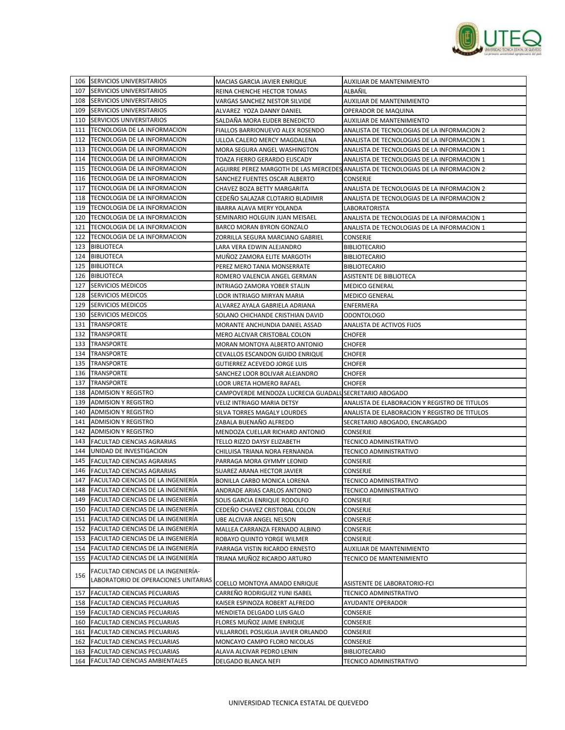| 106 | SERVICIOS UNIVERSITARIOS | MACIAS GARCIA JAVIER ENRIQUE | AUXILIAR DE MANTENIMIENTO |
|---|---|---|---|
| 107 | SERVICIOS UNIVERSITARIOS | REINA CHENCHE HECTOR TOMAS | ALBAÑIL |
| 108 | SERVICIOS UNIVERSITARIOS | VARGAS SANCHEZ NESTOR SILVIDE | AUXILIAR DE MANTENIMIENTO |
| 109 | SERVICIOS UNIVERSITARIOS | ALVAREZ YOZA DANNY DANIEL | OPERADOR DE MAQUINA |
| 110 | SERVICIOS UNIVERSITARIOS | SALDAÑA MORA EUDER BENEDICTO | AUXILIAR DE MANTENIMIENTO |
| 111 | TECNOLOGIA DE LA INFORMACION | FIALLOS BARRIONUEVO ALEX ROSENDO | ANALISTA DE TECNOLOGIAS DE LA INFORMACION 2 |
| 112 | TECNOLOGIA DE LA INFORMACION | ULLOA CALERO MERCY MAGDALENA | ANALISTA DE TECNOLOGIAS DE LA INFORMACION 1 |
| 113 | TECNOLOGIA DE LA INFORMACION | MORA SEGURA ANGEL WASHINGTON | ANALISTA DE TECNOLOGIAS DE LA INFORMACION 1 |
| 114 | TECNOLOGIA DE LA INFORMACION | TOAZA FIERRO GERARDO EUSCADY | ANALISTA DE TECNOLOGIAS DE LA INFORMACION 1 |
| 115 | TECNOLOGIA DE LA INFORMACION | AGUIRRE PEREZ MARGOTH DE LAS MERCEDES | ANALISTA DE TECNOLOGIAS DE LA INFORMACION 2 |
| 116 | TECNOLOGIA DE LA INFORMACION | SANCHEZ FUENTES OSCAR ALBERTO | CONSERJE |
| 117 | TECNOLOGIA DE LA INFORMACION | CHAVEZ BOZA BETTY MARGARITA | ANALISTA DE TECNOLOGIAS DE LA INFORMACION 2 |
| 118 | TECNOLOGIA DE LA INFORMACION | CEDEÑO SALAZAR CLOTARIO BLADIMIR | ANALISTA DE TECNOLOGIAS DE LA INFORMACION 2 |
| 119 | TECNOLOGIA DE LA INFORMACION | IBARRA ALAVA MERY YOLANDA | LABORATORISTA |
| 120 | TECNOLOGIA DE LA INFORMACION | SEMINARIO HOLGUIN JUAN MEISAEL | ANALISTA DE TECNOLOGIAS DE LA INFORMACION 1 |
| 121 | TECNOLOGIA DE LA INFORMACION | BARCO MORAN BYRON GONZALO | ANALISTA DE TECNOLOGIAS DE LA INFORMACION 1 |
| 122 | TECNOLOGIA DE LA INFORMACION | ZORRILLA SEGURA MARCIANO GABRIEL | CONSERJE |
| 123 | BIBLIOTECA | LARA VERA EDWIN ALEJANDRO | BIBLIOTECARIO |
| 124 | BIBLIOTECA | MUÑOZ ZAMORA ELITE MARGOTH | BIBLIOTECARIO |
| 125 | BIBLIOTECA | PEREZ MERO TANIA MONSERRATE | BIBLIOTECARIO |
| 126 | BIBLIOTECA | ROMERO VALENCIA ANGEL GERMAN | ASISTENTE DE BIBLIOTECA |
| 127 | SERVICIOS MEDICOS | INTRIAGO ZAMORA YOBER STALIN | MEDICO GENERAL |
| 128 | SERVICIOS MEDICOS | LOOR INTRIAGO MIRYAN MARIA | MEDICO GENERAL |
| 129 | SERVICIOS MEDICOS | ALVAREZ AYALA GABRIELA ADRIANA | ENFERMERA |
| 130 | SERVICIOS MEDICOS | SOLANO CHICHANDE CRISTHIAN DAVID | ODONTOLOGO |
| 131 | TRANSPORTE | MORANTE ANCHUNDIA DANIEL ASSAD | ANALISTA DE ACTIVOS FIJOS |
| 132 | TRANSPORTE | MERO ALCIVAR CRISTOBAL COLON | CHOFER |
| 133 | TRANSPORTE | MORAN MONTOYA ALBERTO ANTONIO | CHOFER |
| 134 | TRANSPORTE | CEVALLOS ESCANDON GUIDO ENRIQUE | CHOFER |
| 135 | TRANSPORTE | GUTIERREZ ACEVEDO JORGE LUIS | CHOFER |
| 136 | TRANSPORTE | SANCHEZ LOOR BOLIVAR ALEJANDRO | CHOFER |
| 137 | TRANSPORTE | LOOR URETA HOMERO RAFAEL | CHOFER |
| 138 | ADMISION Y REGISTRO | CAMPOVERDE MENDOZA LUCRECIA GUADALU | SECRETARIO ABOGADO |
| 139 | ADMISION Y REGISTRO | VELIZ INTRIAGO MARIA DETSY | ANALISTA DE ELABORACION Y REGISTRO DE TITULOS |
| 140 | ADMISION Y REGISTRO | SILVA TORRES MAGALY LOURDES | ANALISTA DE ELABORACION Y REGISTRO DE TITULOS |
| 141 | ADMISION Y REGISTRO | ZABALA BUENAÑO ALFREDO | SECRETARIO ABOGADO, ENCARGADO |
| 142 | ADMISION Y REGISTRO | MENDOZA CUELLAR RICHARD ANTONIO | CONSERJE |
| 143 | FACULTAD CIENCIAS AGRARIAS | TELLO RIZZO DAYSY ELIZABETH | TECNICO ADMINISTRATIVO |
| 144 | UNIDAD DE INVESTIGACION | CHILUISA TRIANA NORA FERNANDA | TECNICO ADMINISTRATIVO |
| 145 | FACULTAD CIENCIAS AGRARIAS | PARRAGA MORA GYMMY LEONID | CONSERJE |
| 146 | FACULTAD CIENCIAS AGRARIAS | SUAREZ ARANA HECTOR JAVIER | CONSERJE |
| 147 | FACULTAD CIENCIAS DE LA INGENIERÍA | BONILLA CARBO MONICA LORENA | TECNICO ADMINISTRATIVO |
| 148 | FACULTAD CIENCIAS DE LA INGENIERÍA | ANDRADE ARIAS CARLOS ANTONIO | TECNICO ADMINISTRATIVO |
| 149 | FACULTAD CIENCIAS DE LA INGENIERÍA | SOLIS GARCIA ENRIQUE RODOLFO | CONSERJE |
| 150 | FACULTAD CIENCIAS DE LA INGENIERÍA | CEDEÑO CHAVEZ CRISTOBAL COLON | CONSERJE |
| 151 | FACULTAD CIENCIAS DE LA INGENIERÍA | UBE ALCIVAR ANGEL NELSON | CONSERJE |
| 152 | FACULTAD CIENCIAS DE LA INGENIERÍA | MALLEA CARRANZA FERNADO ALBINO | CONSERJE |
| 153 | FACULTAD CIENCIAS DE LA INGENIERÍA | ROBAYO QUINTO YORGE WILMER | CONSERJE |
| 154 | FACULTAD CIENCIAS DE LA INGENIERÍA | PARRAGA VISTIN RICARDO ERNESTO | AUXILIAR DE MANTENIMIENTO |
| 155 | FACULTAD CIENCIAS DE LA INGENIERÍA | TRIANA MUÑOZ RICARDO ARTURO | TECNICO DE MANTENIMIENTO |
| 156 | FACULTAD CIENCIAS DE LA INGENIERÍA-LABORATORIO DE OPERACIONES UNITARIAS | COELLO MONTOYA AMADO ENRIQUE | ASISTENTE DE LABORATORIO-FCI |
| 157 | FACULTAD CIENCIAS PECUARIAS | CARREÑO RODRIGUEZ YUNI ISABEL | TECNICO ADMINISTRATIVO |
| 158 | FACULTAD CIENCIAS PECUARIAS | KAISER ESPINOZA ROBERT ALFREDO | AYUDANTE OPERADOR |
| 159 | FACULTAD CIENCIAS PECUARIAS | MENDIETA DELGADO LUIS GALO | CONSERJE |
| 160 | FACULTAD CIENCIAS PECUARIAS | FLORES MUÑOZ JAIME ENRIQUE | CONSERJE |
| 161 | FACULTAD CIENCIAS PECUARIAS | VILLARROEL POSLIGUA JAVIER ORLANDO | CONSERJE |
| 162 | FACULTAD CIENCIAS PECUARIAS | MONCAYO CAMPO FLORO NICOLAS | CONSERJE |
| 163 | FACULTAD CIENCIAS PECUARIAS | ALAVA ALCIVAR PEDRO LENIN | BIBLIOTECARIO |
| 164 | FACULTAD CIENCIAS AMBIENTALES | DELGADO BLANCA NEFI | TECNICO ADMINISTRATIVO |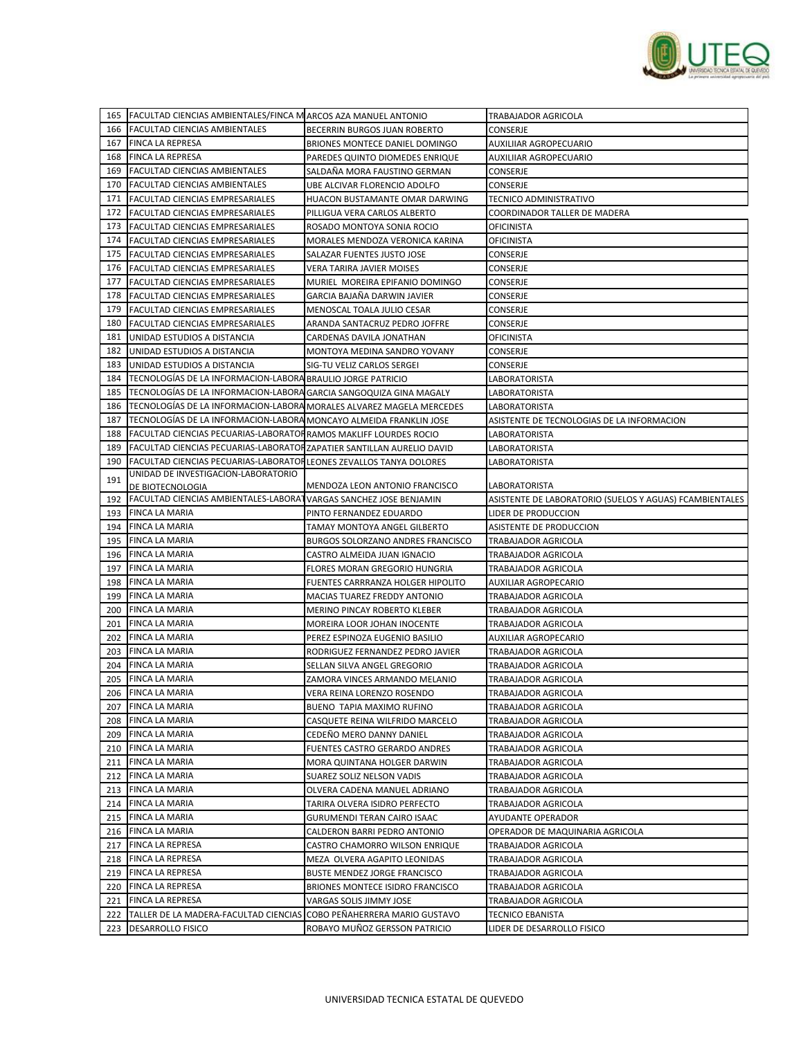| | | | |
|---|---|---|---|
| 165 | FACULTAD CIENCIAS AMBIENTALES/FINCA M | ARCOS AZA MANUEL ANTONIO | TRABAJADOR AGRICOLA |
| 166 | FACULTAD CIENCIAS AMBIENTALES | BECERRIN BURGOS JUAN ROBERTO | CONSERJE |
| 167 | FINCA LA REPRESA | BRIONES MONTECE DANIEL DOMINGO | AUXILIIAR AGROPECUARIO |
| 168 | FINCA LA REPRESA | PAREDES QUINTO DIOMEDES ENRIQUE | AUXILIIAR AGROPECUARIO |
| 169 | FACULTAD CIENCIAS AMBIENTALES | SALDAÑA MORA FAUSTINO GERMAN | CONSERJE |
| 170 | FACULTAD CIENCIAS AMBIENTALES | UBE ALCIVAR FLORENCIO ADOLFO | CONSERJE |
| 171 | FACULTAD CIENCIAS EMPRESARIALES | HUACON BUSTAMANTE OMAR DARWING | TECNICO ADMINISTRATIVO |
| 172 | FACULTAD CIENCIAS EMPRESARIALES | PILLIGUA VERA CARLOS ALBERTO | COORDINADOR TALLER DE MADERA |
| 173 | FACULTAD CIENCIAS EMPRESARIALES | ROSADO MONTOYA SONIA ROCIO | OFICINISTA |
| 174 | FACULTAD CIENCIAS EMPRESARIALES | MORALES MENDOZA VERONICA KARINA | OFICINISTA |
| 175 | FACULTAD CIENCIAS EMPRESARIALES | SALAZAR FUENTES JUSTO JOSE | CONSERJE |
| 176 | FACULTAD CIENCIAS EMPRESARIALES | VERA TARIRA JAVIER MOISES | CONSERJE |
| 177 | FACULTAD CIENCIAS EMPRESARIALES | MURIEL MOREIRA EPIFANIO DOMINGO | CONSERJE |
| 178 | FACULTAD CIENCIAS EMPRESARIALES | GARCIA BAJAÑA DARWIN JAVIER | CONSERJE |
| 179 | FACULTAD CIENCIAS EMPRESARIALES | MENOSCAL TOALA JULIO CESAR | CONSERJE |
| 180 | FACULTAD CIENCIAS EMPRESARIALES | ARANDA SANTACRUZ PEDRO JOFFRE | CONSERJE |
| 181 | UNIDAD ESTUDIOS A DISTANCIA | CARDENAS DAVILA JONATHAN | OFICINISTA |
| 182 | UNIDAD ESTUDIOS A DISTANCIA | MONTOYA MEDINA SANDRO YOVANY | CONSERJE |
| 183 | UNIDAD ESTUDIOS A DISTANCIA | SIG-TU VELIZ CARLOS SERGEI | CONSERJE |
| 184 | TECNOLOGÍAS DE LA INFORMACION-LABORA | BRAULIO JORGE PATRICIO | LABORATORISTA |
| 185 | TECNOLOGÍAS DE LA INFORMACION-LABORA | GARCIA SANGOQUIZA GINA MAGALY | LABORATORISTA |
| 186 | TECNOLOGÍAS DE LA INFORMACION-LABORA | MORALES ALVAREZ MAGELA MERCEDES | LABORATORISTA |
| 187 | TECNOLOGÍAS DE LA INFORMACION-LABORA | MONCAYO ALMEIDA FRANKLIN JOSE | ASISTENTE DE TECNOLOGIAS DE LA INFORMACION |
| 188 | FACULTAD CIENCIAS PECUARIAS-LABORATOR | RAMOS MAKLIFF LOURDES ROCIO | LABORATORISTA |
| 189 | FACULTAD CIENCIAS PECUARIAS-LABORATOR | ZAPATIER SANTILLAN AURELIO DAVID | LABORATORISTA |
| 190 | FACULTAD CIENCIAS PECUARIAS-LABORATOR | LEONES ZEVALLOS TANYA DOLORES | LABORATORISTA |
| 191 | UNIDAD DE INVESTIGACION-LABORATORIO DE BIOTECNOLOGIA | MENDOZA LEON ANTONIO FRANCISCO | LABORATORISTA |
| 192 | FACULTAD CIENCIAS AMBIENTALES-LABORAT | VARGAS SANCHEZ JOSE BENJAMIN | ASISTENTE DE LABORATORIO (SUELOS Y AGUAS) FCAMBIENTALES |
| 193 | FINCA LA MARIA | PINTO FERNANDEZ EDUARDO | LIDER DE PRODUCCION |
| 194 | FINCA LA MARIA | TAMAY MONTOYA ANGEL GILBERTO | ASISTENTE DE PRODUCCION |
| 195 | FINCA LA MARIA | BURGOS SOLORZANO ANDRES FRANCISCO | TRABAJADOR AGRICOLA |
| 196 | FINCA LA MARIA | CASTRO ALMEIDA JUAN IGNACIO | TRABAJADOR AGRICOLA |
| 197 | FINCA LA MARIA | FLORES MORAN GREGORIO HUNGRIA | TRABAJADOR AGRICOLA |
| 198 | FINCA LA MARIA | FUENTES CARRRANZA HOLGER HIPOLITO | AUXILIAR AGROPECARIO |
| 199 | FINCA LA MARIA | MACIAS TUAREZ FREDDY ANTONIO | TRABAJADOR AGRICOLA |
| 200 | FINCA LA MARIA | MERINO PINCAY ROBERTO KLEBER | TRABAJADOR AGRICOLA |
| 201 | FINCA LA MARIA | MOREIRA LOOR JOHAN INOCENTE | TRABAJADOR AGRICOLA |
| 202 | FINCA LA MARIA | PEREZ ESPINOZA EUGENIO BASILIO | AUXILIAR AGROPECARIO |
| 203 | FINCA LA MARIA | RODRIGUEZ FERNANDEZ PEDRO JAVIER | TRABAJADOR AGRICOLA |
| 204 | FINCA LA MARIA | SELLAN SILVA ANGEL GREGORIO | TRABAJADOR AGRICOLA |
| 205 | FINCA LA MARIA | ZAMORA VINCES ARMANDO MELANIO | TRABAJADOR AGRICOLA |
| 206 | FINCA LA MARIA | VERA REINA LORENZO ROSENDO | TRABAJADOR AGRICOLA |
| 207 | FINCA LA MARIA | BUENO TAPIA MAXIMO RUFINO | TRABAJADOR AGRICOLA |
| 208 | FINCA LA MARIA | CASQUETE REINA WILFRIDO MARCELO | TRABAJADOR AGRICOLA |
| 209 | FINCA LA MARIA | CEDEÑO MERO DANNY DANIEL | TRABAJADOR AGRICOLA |
| 210 | FINCA LA MARIA | FUENTES CASTRO GERARDO ANDRES | TRABAJADOR AGRICOLA |
| 211 | FINCA LA MARIA | MORA QUINTANA HOLGER DARWIN | TRABAJADOR AGRICOLA |
| 212 | FINCA LA MARIA | SUAREZ SOLIZ NELSON VADIS | TRABAJADOR AGRICOLA |
| 213 | FINCA LA MARIA | OLVERA CADENA MANUEL ADRIANO | TRABAJADOR AGRICOLA |
| 214 | FINCA LA MARIA | TARIRA OLVERA ISIDRO PERFECTO | TRABAJADOR AGRICOLA |
| 215 | FINCA LA MARIA | GURUMENDI TERAN CAIRO ISAAC | AYUDANTE OPERADOR |
| 216 | FINCA LA MARIA | CALDERON BARRI PEDRO ANTONIO | OPERADOR DE MAQUINARIA AGRICOLA |
| 217 | FINCA LA REPRESA | CASTRO CHAMORRO WILSON ENRIQUE | TRABAJADOR AGRICOLA |
| 218 | FINCA LA REPRESA | MEZA OLVERA AGAPITO LEONIDAS | TRABAJADOR AGRICOLA |
| 219 | FINCA LA REPRESA | BUSTE MENDEZ JORGE FRANCISCO | TRABAJADOR AGRICOLA |
| 220 | FINCA LA REPRESA | BRIONES MONTECE ISIDRO FRANCISCO | TRABAJADOR AGRICOLA |
| 221 | FINCA LA REPRESA | VARGAS SOLIS JIMMY JOSE | TRABAJADOR AGRICOLA |
| 222 | TALLER DE LA MADERA-FACULTAD CIENCIAS | COBO PEÑAHERRERA MARIO GUSTAVO | TECNICO EBANISTA |
| 223 | DESARROLLO FISICO | ROBAYO MUÑOZ GERSSON PATRICIO | LIDER DE DESARROLLO FISICO |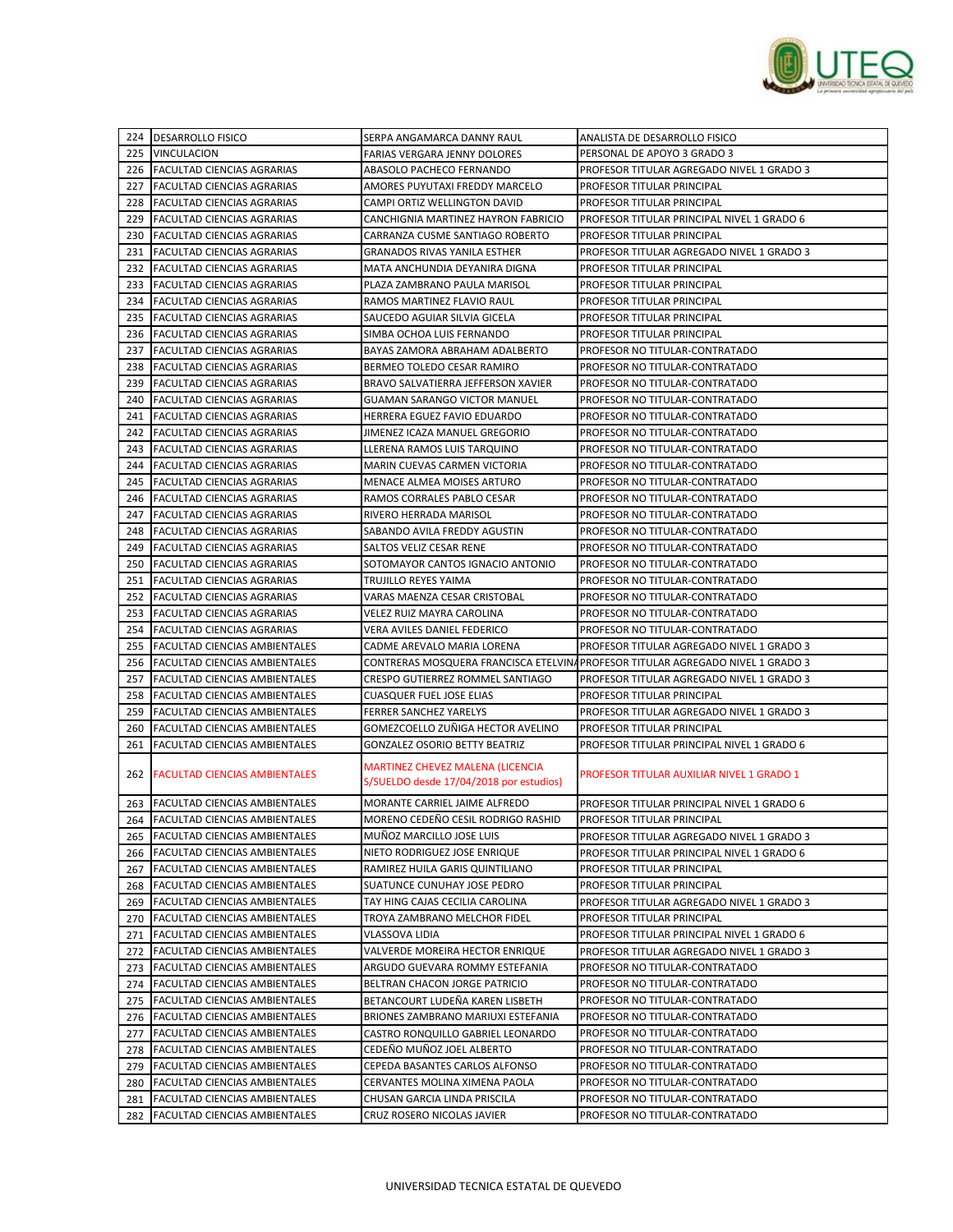| 224 | DESARROLLO FISICO | SERPA ANGAMARCA DANNY RAUL | ANALISTA DE DESARROLLO FISICO |
|---|---|---|---|
| 225 | VINCULACION | FARIAS VERGARA JENNY DOLORES | PERSONAL DE APOYO 3 GRADO 3 |
| 226 | FACULTAD CIENCIAS AGRARIAS | ABASOLO PACHECO FERNANDO | PROFESOR TITULAR AGREGADO NIVEL 1 GRADO 3 |
| 227 | FACULTAD CIENCIAS AGRARIAS | AMORES PUYUTAXI FREDDY MARCELO | PROFESOR TITULAR PRINCIPAL |
| 228 | FACULTAD CIENCIAS AGRARIAS | CAMPI ORTIZ WELLINGTON DAVID | PROFESOR TITULAR PRINCIPAL |
| 229 | FACULTAD CIENCIAS AGRARIAS | CANCHIGNIA MARTINEZ HAYRON FABRICIO | PROFESOR TITULAR PRINCIPAL NIVEL 1 GRADO 6 |
| 230 | FACULTAD CIENCIAS AGRARIAS | CARRANZA CUSME SANTIAGO ROBERTO | PROFESOR TITULAR PRINCIPAL |
| 231 | FACULTAD CIENCIAS AGRARIAS | GRANADOS RIVAS YANILA ESTHER | PROFESOR TITULAR AGREGADO NIVEL 1 GRADO 3 |
| 232 | FACULTAD CIENCIAS AGRARIAS | MATA ANCHUNDIA DEYANIRA DIGNA | PROFESOR TITULAR PRINCIPAL |
| 233 | FACULTAD CIENCIAS AGRARIAS | PLAZA ZAMBRANO PAULA MARISOL | PROFESOR TITULAR PRINCIPAL |
| 234 | FACULTAD CIENCIAS AGRARIAS | RAMOS MARTINEZ FLAVIO RAUL | PROFESOR TITULAR PRINCIPAL |
| 235 | FACULTAD CIENCIAS AGRARIAS | SAUCEDO AGUIAR SILVIA GICELA | PROFESOR TITULAR PRINCIPAL |
| 236 | FACULTAD CIENCIAS AGRARIAS | SIMBA OCHOA LUIS FERNANDO | PROFESOR TITULAR PRINCIPAL |
| 237 | FACULTAD CIENCIAS AGRARIAS | BAYAS ZAMORA ABRAHAM ADALBERTO | PROFESOR NO TITULAR-CONTRATADO |
| 238 | FACULTAD CIENCIAS AGRARIAS | BERMEO TOLEDO CESAR RAMIRO | PROFESOR NO TITULAR-CONTRATADO |
| 239 | FACULTAD CIENCIAS AGRARIAS | BRAVO SALVATIERRA JEFFERSON XAVIER | PROFESOR NO TITULAR-CONTRATADO |
| 240 | FACULTAD CIENCIAS AGRARIAS | GUAMAN SARANGO VICTOR MANUEL | PROFESOR NO TITULAR-CONTRATADO |
| 241 | FACULTAD CIENCIAS AGRARIAS | HERRERA EGUEZ FAVIO EDUARDO | PROFESOR NO TITULAR-CONTRATADO |
| 242 | FACULTAD CIENCIAS AGRARIAS | JIMENEZ ICAZA MANUEL GREGORIO | PROFESOR NO TITULAR-CONTRATADO |
| 243 | FACULTAD CIENCIAS AGRARIAS | LLERENA RAMOS LUIS TARQUINO | PROFESOR NO TITULAR-CONTRATADO |
| 244 | FACULTAD CIENCIAS AGRARIAS | MARIN CUEVAS CARMEN VICTORIA | PROFESOR NO TITULAR-CONTRATADO |
| 245 | FACULTAD CIENCIAS AGRARIAS | MENACE ALMEA MOISES ARTURO | PROFESOR NO TITULAR-CONTRATADO |
| 246 | FACULTAD CIENCIAS AGRARIAS | RAMOS CORRALES PABLO CESAR | PROFESOR NO TITULAR-CONTRATADO |
| 247 | FACULTAD CIENCIAS AGRARIAS | RIVERO HERRADA MARISOL | PROFESOR NO TITULAR-CONTRATADO |
| 248 | FACULTAD CIENCIAS AGRARIAS | SABANDO AVILA FREDDY AGUSTIN | PROFESOR NO TITULAR-CONTRATADO |
| 249 | FACULTAD CIENCIAS AGRARIAS | SALTOS VELIZ CESAR RENE | PROFESOR NO TITULAR-CONTRATADO |
| 250 | FACULTAD CIENCIAS AGRARIAS | SOTOMAYOR CANTOS IGNACIO ANTONIO | PROFESOR NO TITULAR-CONTRATADO |
| 251 | FACULTAD CIENCIAS AGRARIAS | TRUJILLO REYES YAIMA | PROFESOR NO TITULAR-CONTRATADO |
| 252 | FACULTAD CIENCIAS AGRARIAS | VARAS MAENZA CESAR CRISTOBAL | PROFESOR NO TITULAR-CONTRATADO |
| 253 | FACULTAD CIENCIAS AGRARIAS | VELEZ RUIZ MAYRA CAROLINA | PROFESOR NO TITULAR-CONTRATADO |
| 254 | FACULTAD CIENCIAS AGRARIAS | VERA AVILES DANIEL FEDERICO | PROFESOR NO TITULAR-CONTRATADO |
| 255 | FACULTAD CIENCIAS AMBIENTALES | CADME AREVALO MARIA LORENA | PROFESOR TITULAR AGREGADO NIVEL 1 GRADO 3 |
| 256 | FACULTAD CIENCIAS AMBIENTALES | CONTRERAS MOSQUERA FRANCISCA ETELVINA | PROFESOR TITULAR AGREGADO NIVEL 1 GRADO 3 |
| 257 | FACULTAD CIENCIAS AMBIENTALES | CRESPO GUTIERREZ ROMMEL SANTIAGO | PROFESOR TITULAR AGREGADO NIVEL 1 GRADO 3 |
| 258 | FACULTAD CIENCIAS AMBIENTALES | CUASQUER FUEL JOSE ELIAS | PROFESOR TITULAR PRINCIPAL |
| 259 | FACULTAD CIENCIAS AMBIENTALES | FERRER SANCHEZ YARELYS | PROFESOR TITULAR AGREGADO NIVEL 1 GRADO 3 |
| 260 | FACULTAD CIENCIAS AMBIENTALES | GOMEZCOELLO ZUÑIGA HECTOR AVELINO | PROFESOR TITULAR PRINCIPAL |
| 261 | FACULTAD CIENCIAS AMBIENTALES | GONZALEZ OSORIO BETTY BEATRIZ | PROFESOR TITULAR PRINCIPAL NIVEL 1 GRADO 6 |
| 262 | FACULTAD CIENCIAS AMBIENTALES | MARTINEZ CHEVEZ MALENA (LICENCIA S/SUELDO desde 17/04/2018 por estudios) | PROFESOR TITULAR AUXILIAR NIVEL 1 GRADO 1 |
| 263 | FACULTAD CIENCIAS AMBIENTALES | MORANTE CARRIEL JAIME ALFREDO | PROFESOR TITULAR PRINCIPAL NIVEL 1 GRADO 6 |
| 264 | FACULTAD CIENCIAS AMBIENTALES | MORENO CEDEÑO CESIL RODRIGO RASHID | PROFESOR TITULAR PRINCIPAL |
| 265 | FACULTAD CIENCIAS AMBIENTALES | MUÑOZ MARCILLO JOSE LUIS | PROFESOR TITULAR AGREGADO NIVEL 1 GRADO 3 |
| 266 | FACULTAD CIENCIAS AMBIENTALES | NIETO RODRIGUEZ JOSE ENRIQUE | PROFESOR TITULAR PRINCIPAL NIVEL 1 GRADO 6 |
| 267 | FACULTAD CIENCIAS AMBIENTALES | RAMIREZ HUILA GARIS QUINTILIANO | PROFESOR TITULAR PRINCIPAL |
| 268 | FACULTAD CIENCIAS AMBIENTALES | SUATUNCE CUNUHAY JOSE PEDRO | PROFESOR TITULAR PRINCIPAL |
| 269 | FACULTAD CIENCIAS AMBIENTALES | TAY HING CAJAS CECILIA CAROLINA | PROFESOR TITULAR AGREGADO NIVEL 1 GRADO 3 |
| 270 | FACULTAD CIENCIAS AMBIENTALES | TROYA ZAMBRANO MELCHOR FIDEL | PROFESOR TITULAR PRINCIPAL |
| 271 | FACULTAD CIENCIAS AMBIENTALES | VLASSOVA LIDIA | PROFESOR TITULAR PRINCIPAL NIVEL 1 GRADO 6 |
| 272 | FACULTAD CIENCIAS AMBIENTALES | VALVERDE MOREIRA HECTOR ENRIQUE | PROFESOR TITULAR AGREGADO NIVEL 1 GRADO 3 |
| 273 | FACULTAD CIENCIAS AMBIENTALES | ARGUDO GUEVARA ROMMY ESTEFANIA | PROFESOR NO TITULAR-CONTRATADO |
| 274 | FACULTAD CIENCIAS AMBIENTALES | BELTRAN CHACON JORGE PATRICIO | PROFESOR NO TITULAR-CONTRATADO |
| 275 | FACULTAD CIENCIAS AMBIENTALES | BETANCOURT LUDEÑA KAREN LISBETH | PROFESOR NO TITULAR-CONTRATADO |
| 276 | FACULTAD CIENCIAS AMBIENTALES | BRIONES ZAMBRANO MARIUXI ESTEFANIA | PROFESOR NO TITULAR-CONTRATADO |
| 277 | FACULTAD CIENCIAS AMBIENTALES | CASTRO RONQUILLO GABRIEL LEONARDO | PROFESOR NO TITULAR-CONTRATADO |
| 278 | FACULTAD CIENCIAS AMBIENTALES | CEDEÑO MUÑOZ JOEL ALBERTO | PROFESOR NO TITULAR-CONTRATADO |
| 279 | FACULTAD CIENCIAS AMBIENTALES | CEPEDA BASANTES CARLOS ALFONSO | PROFESOR NO TITULAR-CONTRATADO |
| 280 | FACULTAD CIENCIAS AMBIENTALES | CERVANTES MOLINA XIMENA PAOLA | PROFESOR NO TITULAR-CONTRATADO |
| 281 | FACULTAD CIENCIAS AMBIENTALES | CHUSAN GARCIA LINDA PRISCILA | PROFESOR NO TITULAR-CONTRATADO |
| 282 | FACULTAD CIENCIAS AMBIENTALES | CRUZ ROSERO NICOLAS JAVIER | PROFESOR NO TITULAR-CONTRATADO |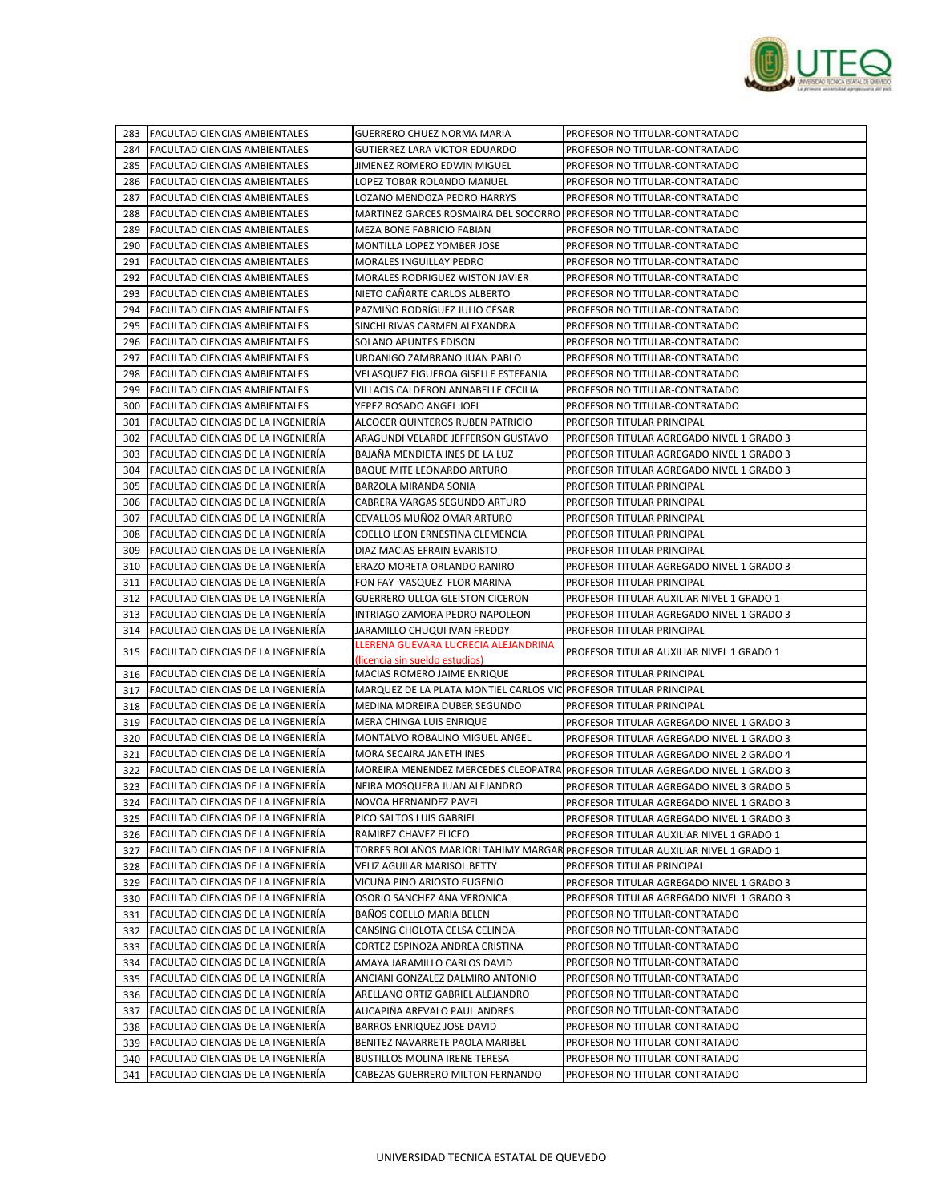| | | | |
|---|---|---|---|
| 283 | FACULTAD CIENCIAS AMBIENTALES | GUERRERO CHUEZ NORMA MARIA | PROFESOR NO TITULAR-CONTRATADO |
| 284 | FACULTAD CIENCIAS AMBIENTALES | GUTIERREZ LARA VICTOR EDUARDO | PROFESOR NO TITULAR-CONTRATADO |
| 285 | FACULTAD CIENCIAS AMBIENTALES | JIMENEZ ROMERO EDWIN MIGUEL | PROFESOR NO TITULAR-CONTRATADO |
| 286 | FACULTAD CIENCIAS AMBIENTALES | LOPEZ TOBAR ROLANDO MANUEL | PROFESOR NO TITULAR-CONTRATADO |
| 287 | FACULTAD CIENCIAS AMBIENTALES | LOZANO MENDOZA PEDRO HARRYS | PROFESOR NO TITULAR-CONTRATADO |
| 288 | FACULTAD CIENCIAS AMBIENTALES | MARTINEZ GARCES ROSMAIRA DEL SOCORRO | PROFESOR NO TITULAR-CONTRATADO |
| 289 | FACULTAD CIENCIAS AMBIENTALES | MEZA BONE FABRICIO FABIAN | PROFESOR NO TITULAR-CONTRATADO |
| 290 | FACULTAD CIENCIAS AMBIENTALES | MONTILLA LOPEZ YOMBER JOSE | PROFESOR NO TITULAR-CONTRATADO |
| 291 | FACULTAD CIENCIAS AMBIENTALES | MORALES INGUILLAY PEDRO | PROFESOR NO TITULAR-CONTRATADO |
| 292 | FACULTAD CIENCIAS AMBIENTALES | MORALES RODRIGUEZ WISTON JAVIER | PROFESOR NO TITULAR-CONTRATADO |
| 293 | FACULTAD CIENCIAS AMBIENTALES | NIETO CAÑARTE CARLOS ALBERTO | PROFESOR NO TITULAR-CONTRATADO |
| 294 | FACULTAD CIENCIAS AMBIENTALES | PAZMIÑO RODRÍGUEZ JULIO CÉSAR | PROFESOR NO TITULAR-CONTRATADO |
| 295 | FACULTAD CIENCIAS AMBIENTALES | SINCHI RIVAS CARMEN ALEXANDRA | PROFESOR NO TITULAR-CONTRATADO |
| 296 | FACULTAD CIENCIAS AMBIENTALES | SOLANO APUNTES EDISON | PROFESOR NO TITULAR-CONTRATADO |
| 297 | FACULTAD CIENCIAS AMBIENTALES | URDANIGO ZAMBRANO JUAN PABLO | PROFESOR NO TITULAR-CONTRATADO |
| 298 | FACULTAD CIENCIAS AMBIENTALES | VELASQUEZ FIGUEROA GISELLE ESTEFANIA | PROFESOR NO TITULAR-CONTRATADO |
| 299 | FACULTAD CIENCIAS AMBIENTALES | VILLACIS CALDERON ANNABELLE CECILIA | PROFESOR NO TITULAR-CONTRATADO |
| 300 | FACULTAD CIENCIAS AMBIENTALES | YEPEZ ROSADO ANGEL JOEL | PROFESOR NO TITULAR-CONTRATADO |
| 301 | FACULTAD CIENCIAS DE LA INGENIERÍA | ALCOCER QUINTEROS RUBEN PATRICIO | PROFESOR TITULAR PRINCIPAL |
| 302 | FACULTAD CIENCIAS DE LA INGENIERÍA | ARAGUNDI VELARDE JEFFERSON GUSTAVO | PROFESOR TITULAR AGREGADO NIVEL 1 GRADO 3 |
| 303 | FACULTAD CIENCIAS DE LA INGENIERÍA | BAJAÑA MENDIETA INES DE LA LUZ | PROFESOR TITULAR AGREGADO NIVEL 1 GRADO 3 |
| 304 | FACULTAD CIENCIAS DE LA INGENIERÍA | BAQUE MITE LEONARDO ARTURO | PROFESOR TITULAR AGREGADO NIVEL 1 GRADO 3 |
| 305 | FACULTAD CIENCIAS DE LA INGENIERÍA | BARZOLA MIRANDA SONIA | PROFESOR TITULAR PRINCIPAL |
| 306 | FACULTAD CIENCIAS DE LA INGENIERÍA | CABRERA VARGAS SEGUNDO ARTURO | PROFESOR TITULAR PRINCIPAL |
| 307 | FACULTAD CIENCIAS DE LA INGENIERÍA | CEVALLOS MUÑOZ OMAR ARTURO | PROFESOR TITULAR PRINCIPAL |
| 308 | FACULTAD CIENCIAS DE LA INGENIERÍA | COELLO LEON ERNESTINA CLEMENCIA | PROFESOR TITULAR PRINCIPAL |
| 309 | FACULTAD CIENCIAS DE LA INGENIERÍA | DIAZ MACIAS EFRAIN EVARISTO | PROFESOR TITULAR PRINCIPAL |
| 310 | FACULTAD CIENCIAS DE LA INGENIERÍA | ERAZO MORETA ORLANDO RANIRO | PROFESOR TITULAR AGREGADO NIVEL 1 GRADO 3 |
| 311 | FACULTAD CIENCIAS DE LA INGENIERÍA | FON FAY VASQUEZ FLOR MARINA | PROFESOR TITULAR PRINCIPAL |
| 312 | FACULTAD CIENCIAS DE LA INGENIERÍA | GUERRERO ULLOA GLEISTON CICERON | PROFESOR TITULAR AUXILIAR NIVEL 1 GRADO 1 |
| 313 | FACULTAD CIENCIAS DE LA INGENIERÍA | INTRIAGO ZAMORA PEDRO NAPOLEON | PROFESOR TITULAR AGREGADO NIVEL 1 GRADO 3 |
| 314 | FACULTAD CIENCIAS DE LA INGENIERÍA | JARAMILLO CHUQUI IVAN FREDDY | PROFESOR TITULAR PRINCIPAL |
| 315 | FACULTAD CIENCIAS DE LA INGENIERÍA | LLERENA GUEVARA LUCRECIA ALEJANDRINA (licencia sin sueldo estudios) | PROFESOR TITULAR AUXILIAR NIVEL 1 GRADO 1 |
| 316 | FACULTAD CIENCIAS DE LA INGENIERÍA | MACIAS ROMERO JAIME ENRIQUE | PROFESOR TITULAR PRINCIPAL |
| 317 | FACULTAD CIENCIAS DE LA INGENIERÍA | MARQUEZ DE LA PLATA MONTIEL CARLOS VIC | PROFESOR TITULAR PRINCIPAL |
| 318 | FACULTAD CIENCIAS DE LA INGENIERÍA | MEDINA MOREIRA DUBER SEGUNDO | PROFESOR TITULAR PRINCIPAL |
| 319 | FACULTAD CIENCIAS DE LA INGENIERÍA | MERA CHINGA LUIS ENRIQUE | PROFESOR TITULAR AGREGADO NIVEL 1 GRADO 3 |
| 320 | FACULTAD CIENCIAS DE LA INGENIERÍA | MONTALVO ROBALINO MIGUEL ANGEL | PROFESOR TITULAR AGREGADO NIVEL 1 GRADO 3 |
| 321 | FACULTAD CIENCIAS DE LA INGENIERÍA | MORA SECAIRA JANETH INES | PROFESOR TITULAR AGREGADO NIVEL 2 GRADO 4 |
| 322 | FACULTAD CIENCIAS DE LA INGENIERÍA | MOREIRA MENENDEZ MERCEDES CLEOPATRA | PROFESOR TITULAR AGREGADO NIVEL 1 GRADO 3 |
| 323 | FACULTAD CIENCIAS DE LA INGENIERÍA | NEIRA MOSQUERA JUAN ALEJANDRO | PROFESOR TITULAR AGREGADO NIVEL 3 GRADO 5 |
| 324 | FACULTAD CIENCIAS DE LA INGENIERÍA | NOVOA HERNANDEZ PAVEL | PROFESOR TITULAR AGREGADO NIVEL 1 GRADO 3 |
| 325 | FACULTAD CIENCIAS DE LA INGENIERÍA | PICO SALTOS LUIS GABRIEL | PROFESOR TITULAR AGREGADO NIVEL 1 GRADO 3 |
| 326 | FACULTAD CIENCIAS DE LA INGENIERÍA | RAMIREZ CHAVEZ ELICEO | PROFESOR TITULAR AUXILIAR NIVEL 1 GRADO 1 |
| 327 | FACULTAD CIENCIAS DE LA INGENIERÍA | TORRES BOLAÑOS MARJORI TAHIMY MARGAR | PROFESOR TITULAR AUXILIAR NIVEL 1 GRADO 1 |
| 328 | FACULTAD CIENCIAS DE LA INGENIERÍA | VELIZ AGUILAR MARISOL BETTY | PROFESOR TITULAR PRINCIPAL |
| 329 | FACULTAD CIENCIAS DE LA INGENIERÍA | VICUÑA PINO ARIOSTO EUGENIO | PROFESOR TITULAR AGREGADO NIVEL 1 GRADO 3 |
| 330 | FACULTAD CIENCIAS DE LA INGENIERÍA | OSORIO SANCHEZ ANA VERONICA | PROFESOR TITULAR AGREGADO NIVEL 1 GRADO 3 |
| 331 | FACULTAD CIENCIAS DE LA INGENIERÍA | BAÑOS COELLO MARIA BELEN | PROFESOR NO TITULAR-CONTRATADO |
| 332 | FACULTAD CIENCIAS DE LA INGENIERÍA | CANSING CHOLOTA CELSA CELINDA | PROFESOR NO TITULAR-CONTRATADO |
| 333 | FACULTAD CIENCIAS DE LA INGENIERÍA | CORTEZ ESPINOZA ANDREA CRISTINA | PROFESOR NO TITULAR-CONTRATADO |
| 334 | FACULTAD CIENCIAS DE LA INGENIERÍA | AMAYA JARAMILLO CARLOS DAVID | PROFESOR NO TITULAR-CONTRATADO |
| 335 | FACULTAD CIENCIAS DE LA INGENIERÍA | ANCIANI GONZALEZ DALMIRO ANTONIO | PROFESOR NO TITULAR-CONTRATADO |
| 336 | FACULTAD CIENCIAS DE LA INGENIERÍA | ARELLANO ORTIZ GABRIEL ALEJANDRO | PROFESOR NO TITULAR-CONTRATADO |
| 337 | FACULTAD CIENCIAS DE LA INGENIERÍA | AUCAPIÑA AREVALO PAUL ANDRES | PROFESOR NO TITULAR-CONTRATADO |
| 338 | FACULTAD CIENCIAS DE LA INGENIERÍA | BARROS ENRIQUEZ JOSE DAVID | PROFESOR NO TITULAR-CONTRATADO |
| 339 | FACULTAD CIENCIAS DE LA INGENIERÍA | BENITEZ NAVARRETE PAOLA MARIBEL | PROFESOR NO TITULAR-CONTRATADO |
| 340 | FACULTAD CIENCIAS DE LA INGENIERÍA | BUSTILLOS MOLINA IRENE TERESA | PROFESOR NO TITULAR-CONTRATADO |
| 341 | FACULTAD CIENCIAS DE LA INGENIERÍA | CABEZAS GUERRERO MILTON FERNANDO | PROFESOR NO TITULAR-CONTRATADO |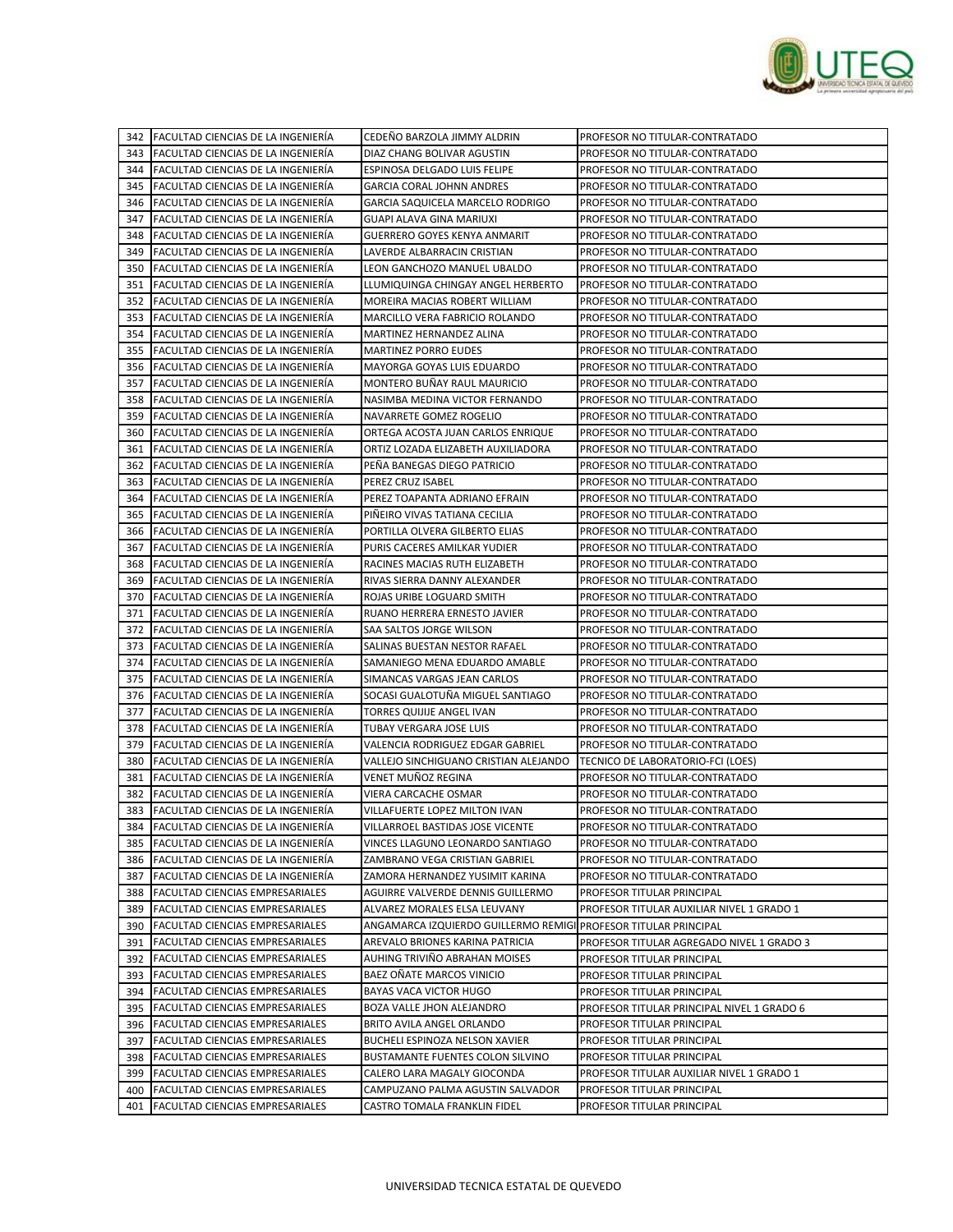| | | | |
|---|---|---|---|
| 342 | FACULTAD CIENCIAS DE LA INGENIERÍA | CEDEÑO BARZOLA JIMMY ALDRIN | PROFESOR NO TITULAR-CONTRATADO |
| 343 | FACULTAD CIENCIAS DE LA INGENIERÍA | DIAZ CHANG BOLIVAR AGUSTIN | PROFESOR NO TITULAR-CONTRATADO |
| 344 | FACULTAD CIENCIAS DE LA INGENIERÍA | ESPINOSA DELGADO LUIS FELIPE | PROFESOR NO TITULAR-CONTRATADO |
| 345 | FACULTAD CIENCIAS DE LA INGENIERÍA | GARCIA CORAL JOHNN ANDRES | PROFESOR NO TITULAR-CONTRATADO |
| 346 | FACULTAD CIENCIAS DE LA INGENIERÍA | GARCIA SAQUICELA MARCELO RODRIGO | PROFESOR NO TITULAR-CONTRATADO |
| 347 | FACULTAD CIENCIAS DE LA INGENIERÍA | GUAPI ALAVA GINA MARIUXI | PROFESOR NO TITULAR-CONTRATADO |
| 348 | FACULTAD CIENCIAS DE LA INGENIERÍA | GUERRERO GOYES KENYA ANMARIT | PROFESOR NO TITULAR-CONTRATADO |
| 349 | FACULTAD CIENCIAS DE LA INGENIERÍA | LAVERDE ALBARRACIN CRISTIAN | PROFESOR NO TITULAR-CONTRATADO |
| 350 | FACULTAD CIENCIAS DE LA INGENIERÍA | LEON GANCHOZO MANUEL UBALDO | PROFESOR NO TITULAR-CONTRATADO |
| 351 | FACULTAD CIENCIAS DE LA INGENIERÍA | LLUMIQUINGA CHINGAY ANGEL HERBERTO | PROFESOR NO TITULAR-CONTRATADO |
| 352 | FACULTAD CIENCIAS DE LA INGENIERÍA | MOREIRA MACIAS ROBERT WILLIAM | PROFESOR NO TITULAR-CONTRATADO |
| 353 | FACULTAD CIENCIAS DE LA INGENIERÍA | MARCILLO VERA FABRICIO ROLANDO | PROFESOR NO TITULAR-CONTRATADO |
| 354 | FACULTAD CIENCIAS DE LA INGENIERÍA | MARTINEZ HERNANDEZ ALINA | PROFESOR NO TITULAR-CONTRATADO |
| 355 | FACULTAD CIENCIAS DE LA INGENIERÍA | MARTINEZ PORRO EUDES | PROFESOR NO TITULAR-CONTRATADO |
| 356 | FACULTAD CIENCIAS DE LA INGENIERÍA | MAYORGA GOYAS LUIS EDUARDO | PROFESOR NO TITULAR-CONTRATADO |
| 357 | FACULTAD CIENCIAS DE LA INGENIERÍA | MONTERO BUÑAY RAUL MAURICIO | PROFESOR NO TITULAR-CONTRATADO |
| 358 | FACULTAD CIENCIAS DE LA INGENIERÍA | NASIMBA MEDINA VICTOR FERNANDO | PROFESOR NO TITULAR-CONTRATADO |
| 359 | FACULTAD CIENCIAS DE LA INGENIERÍA | NAVARRETE GOMEZ ROGELIO | PROFESOR NO TITULAR-CONTRATADO |
| 360 | FACULTAD CIENCIAS DE LA INGENIERÍA | ORTEGA ACOSTA JUAN CARLOS ENRIQUE | PROFESOR NO TITULAR-CONTRATADO |
| 361 | FACULTAD CIENCIAS DE LA INGENIERÍA | ORTIZ LOZADA ELIZABETH AUXILIADORA | PROFESOR NO TITULAR-CONTRATADO |
| 362 | FACULTAD CIENCIAS DE LA INGENIERÍA | PEÑA BANEGAS DIEGO PATRICIO | PROFESOR NO TITULAR-CONTRATADO |
| 363 | FACULTAD CIENCIAS DE LA INGENIERÍA | PEREZ CRUZ ISABEL | PROFESOR NO TITULAR-CONTRATADO |
| 364 | FACULTAD CIENCIAS DE LA INGENIERÍA | PEREZ TOAPANTA ADRIANO EFRAIN | PROFESOR NO TITULAR-CONTRATADO |
| 365 | FACULTAD CIENCIAS DE LA INGENIERÍA | PIÑEIRO VIVAS TATIANA CECILIA | PROFESOR NO TITULAR-CONTRATADO |
| 366 | FACULTAD CIENCIAS DE LA INGENIERÍA | PORTILLA OLVERA GILBERTO ELIAS | PROFESOR NO TITULAR-CONTRATADO |
| 367 | FACULTAD CIENCIAS DE LA INGENIERÍA | PURIS CACERES AMILKAR YUDIER | PROFESOR NO TITULAR-CONTRATADO |
| 368 | FACULTAD CIENCIAS DE LA INGENIERÍA | RACINES MACIAS RUTH ELIZABETH | PROFESOR NO TITULAR-CONTRATADO |
| 369 | FACULTAD CIENCIAS DE LA INGENIERÍA | RIVAS SIERRA DANNY ALEXANDER | PROFESOR NO TITULAR-CONTRATADO |
| 370 | FACULTAD CIENCIAS DE LA INGENIERÍA | ROJAS URIBE LOGUARD SMITH | PROFESOR NO TITULAR-CONTRATADO |
| 371 | FACULTAD CIENCIAS DE LA INGENIERÍA | RUANO HERRERA ERNESTO JAVIER | PROFESOR NO TITULAR-CONTRATADO |
| 372 | FACULTAD CIENCIAS DE LA INGENIERÍA | SAA SALTOS JORGE WILSON | PROFESOR NO TITULAR-CONTRATADO |
| 373 | FACULTAD CIENCIAS DE LA INGENIERÍA | SALINAS BUESTAN NESTOR RAFAEL | PROFESOR NO TITULAR-CONTRATADO |
| 374 | FACULTAD CIENCIAS DE LA INGENIERÍA | SAMANIEGO MENA EDUARDO AMABLE | PROFESOR NO TITULAR-CONTRATADO |
| 375 | FACULTAD CIENCIAS DE LA INGENIERÍA | SIMANCAS VARGAS JEAN CARLOS | PROFESOR NO TITULAR-CONTRATADO |
| 376 | FACULTAD CIENCIAS DE LA INGENIERÍA | SOCASI GUALOTUÑA MIGUEL SANTIAGO | PROFESOR NO TITULAR-CONTRATADO |
| 377 | FACULTAD CIENCIAS DE LA INGENIERÍA | TORRES QUIJIJE ANGEL IVAN | PROFESOR NO TITULAR-CONTRATADO |
| 378 | FACULTAD CIENCIAS DE LA INGENIERÍA | TUBAY VERGARA JOSE LUIS | PROFESOR NO TITULAR-CONTRATADO |
| 379 | FACULTAD CIENCIAS DE LA INGENIERÍA | VALENCIA RODRIGUEZ EDGAR GABRIEL | PROFESOR NO TITULAR-CONTRATADO |
| 380 | FACULTAD CIENCIAS DE LA INGENIERÍA | VALLEJO SINCHIGUANO CRISTIAN ALEJANDO | TECNICO DE LABORATORIO-FCI (LOES) |
| 381 | FACULTAD CIENCIAS DE LA INGENIERÍA | VENET MUÑOZ REGINA | PROFESOR NO TITULAR-CONTRATADO |
| 382 | FACULTAD CIENCIAS DE LA INGENIERÍA | VIERA CARCACHE OSMAR | PROFESOR NO TITULAR-CONTRATADO |
| 383 | FACULTAD CIENCIAS DE LA INGENIERÍA | VILLAFUERTE LOPEZ MILTON IVAN | PROFESOR NO TITULAR-CONTRATADO |
| 384 | FACULTAD CIENCIAS DE LA INGENIERÍA | VILLARROEL BASTIDAS JOSE VICENTE | PROFESOR NO TITULAR-CONTRATADO |
| 385 | FACULTAD CIENCIAS DE LA INGENIERÍA | VINCES LLAGUNO LEONARDO SANTIAGO | PROFESOR NO TITULAR-CONTRATADO |
| 386 | FACULTAD CIENCIAS DE LA INGENIERÍA | ZAMBRANO VEGA CRISTIAN GABRIEL | PROFESOR NO TITULAR-CONTRATADO |
| 387 | FACULTAD CIENCIAS DE LA INGENIERÍA | ZAMORA HERNANDEZ YUSIMIT KARINA | PROFESOR NO TITULAR-CONTRATADO |
| 388 | FACULTAD CIENCIAS EMPRESARIALES | AGUIRRE VALVERDE DENNIS GUILLERMO | PROFESOR TITULAR PRINCIPAL |
| 389 | FACULTAD CIENCIAS EMPRESARIALES | ALVAREZ MORALES ELSA LEUVANY | PROFESOR TITULAR AUXILIAR NIVEL 1 GRADO 1 |
| 390 | FACULTAD CIENCIAS EMPRESARIALES | ANGAMARCA IZQUIERDO GUILLERMO REMIGI | PROFESOR TITULAR PRINCIPAL |
| 391 | FACULTAD CIENCIAS EMPRESARIALES | AREVALO BRIONES KARINA PATRICIA | PROFESOR TITULAR AGREGADO NIVEL 1 GRADO 3 |
| 392 | FACULTAD CIENCIAS EMPRESARIALES | AUHING TRIVIÑO ABRAHAN MOISES | PROFESOR TITULAR PRINCIPAL |
| 393 | FACULTAD CIENCIAS EMPRESARIALES | BAEZ OÑATE MARCOS VINICIO | PROFESOR TITULAR PRINCIPAL |
| 394 | FACULTAD CIENCIAS EMPRESARIALES | BAYAS VACA VICTOR HUGO | PROFESOR TITULAR PRINCIPAL |
| 395 | FACULTAD CIENCIAS EMPRESARIALES | BOZA VALLE JHON ALEJANDRO | PROFESOR TITULAR PRINCIPAL NIVEL 1 GRADO 6 |
| 396 | FACULTAD CIENCIAS EMPRESARIALES | BRITO AVILA ANGEL ORLANDO | PROFESOR TITULAR PRINCIPAL |
| 397 | FACULTAD CIENCIAS EMPRESARIALES | BUCHELI ESPINOZA NELSON XAVIER | PROFESOR TITULAR PRINCIPAL |
| 398 | FACULTAD CIENCIAS EMPRESARIALES | BUSTAMANTE FUENTES COLON SILVINO | PROFESOR TITULAR PRINCIPAL |
| 399 | FACULTAD CIENCIAS EMPRESARIALES | CALERO LARA MAGALY GIOCONDA | PROFESOR TITULAR AUXILIAR NIVEL 1 GRADO 1 |
| 400 | FACULTAD CIENCIAS EMPRESARIALES | CAMPUZANO PALMA AGUSTIN SALVADOR | PROFESOR TITULAR PRINCIPAL |
| 401 | FACULTAD CIENCIAS EMPRESARIALES | CASTRO TOMALA FRANKLIN FIDEL | PROFESOR TITULAR PRINCIPAL |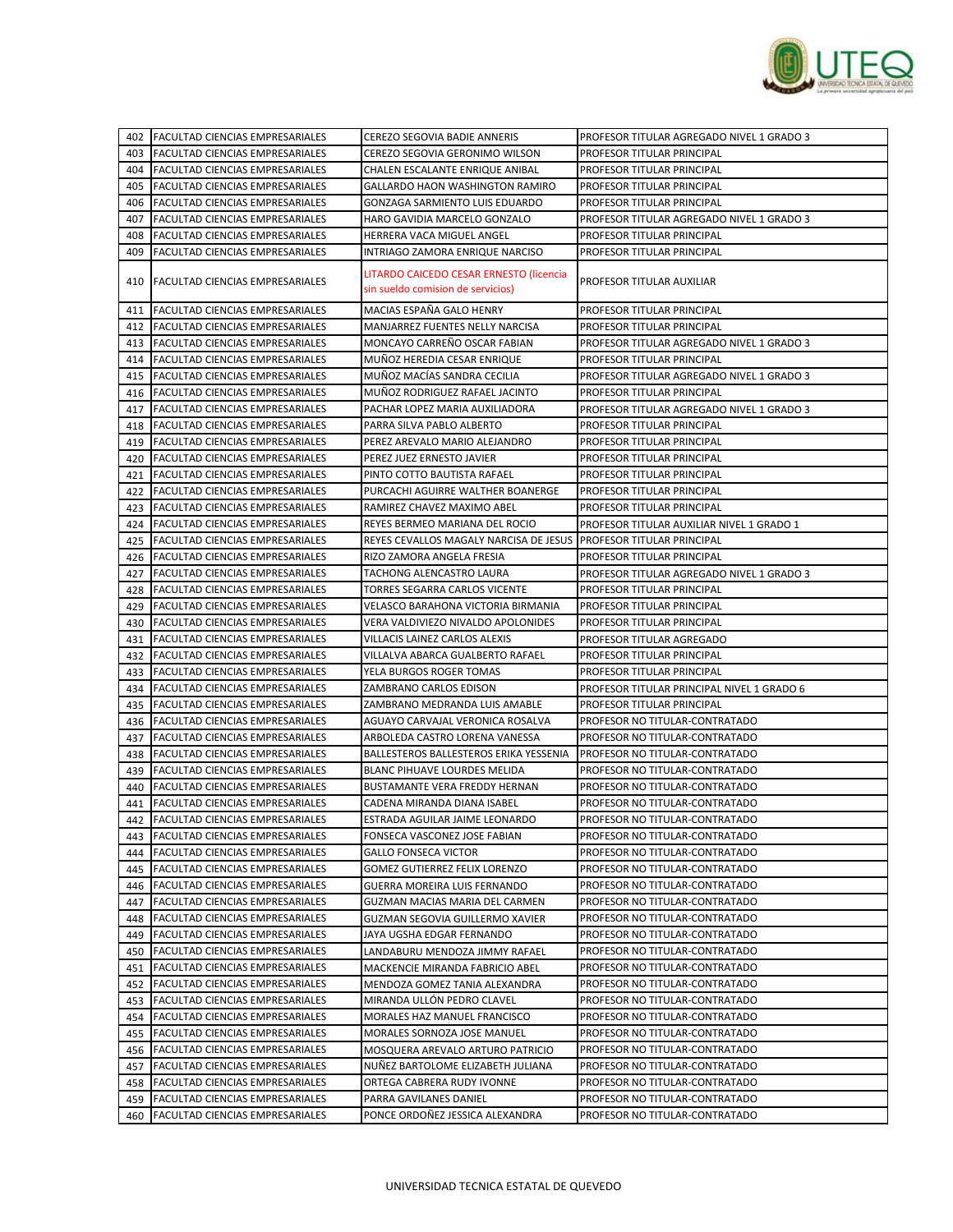| 402 | FACULTAD CIENCIAS EMPRESARIALES | CEREZO SEGOVIA BADIE ANNERIS | PROFESOR TITULAR AGREGADO NIVEL 1 GRADO 3 |
|---|---|---|---|
| 403 | FACULTAD CIENCIAS EMPRESARIALES | CEREZO SEGOVIA GERONIMO WILSON | PROFESOR TITULAR PRINCIPAL |
| 404 | FACULTAD CIENCIAS EMPRESARIALES | CHALEN ESCALANTE ENRIQUE ANIBAL | PROFESOR TITULAR PRINCIPAL |
| 405 | FACULTAD CIENCIAS EMPRESARIALES | GALLARDO HAON WASHINGTON RAMIRO | PROFESOR TITULAR PRINCIPAL |
| 406 | FACULTAD CIENCIAS EMPRESARIALES | GONZAGA SARMIENTO LUIS EDUARDO | PROFESOR TITULAR PRINCIPAL |
| 407 | FACULTAD CIENCIAS EMPRESARIALES | HARO GAVIDIA MARCELO GONZALO | PROFESOR TITULAR AGREGADO NIVEL 1 GRADO 3 |
| 408 | FACULTAD CIENCIAS EMPRESARIALES | HERRERA VACA MIGUEL ANGEL | PROFESOR TITULAR PRINCIPAL |
| 409 | FACULTAD CIENCIAS EMPRESARIALES | INTRIAGO ZAMORA ENRIQUE NARCISO | PROFESOR TITULAR PRINCIPAL |
| 410 | FACULTAD CIENCIAS EMPRESARIALES | LITARDO CAICEDO CESAR ERNESTO (licencia sin sueldo comision de servicios) | PROFESOR TITULAR AUXILIAR |
| 411 | FACULTAD CIENCIAS EMPRESARIALES | MACIAS ESPAÑA GALO HENRY | PROFESOR TITULAR PRINCIPAL |
| 412 | FACULTAD CIENCIAS EMPRESARIALES | MANJARREZ FUENTES NELLY NARCISA | PROFESOR TITULAR PRINCIPAL |
| 413 | FACULTAD CIENCIAS EMPRESARIALES | MONCAYO CARREÑO OSCAR FABIAN | PROFESOR TITULAR AGREGADO NIVEL 1 GRADO 3 |
| 414 | FACULTAD CIENCIAS EMPRESARIALES | MUÑOZ HEREDIA CESAR ENRIQUE | PROFESOR TITULAR PRINCIPAL |
| 415 | FACULTAD CIENCIAS EMPRESARIALES | MUÑOZ MACÍAS SANDRA CECILIA | PROFESOR TITULAR AGREGADO NIVEL 1 GRADO 3 |
| 416 | FACULTAD CIENCIAS EMPRESARIALES | MUÑOZ RODRIGUEZ RAFAEL JACINTO | PROFESOR TITULAR PRINCIPAL |
| 417 | FACULTAD CIENCIAS EMPRESARIALES | PACHAR LOPEZ MARIA AUXILIADORA | PROFESOR TITULAR AGREGADO NIVEL 1 GRADO 3 |
| 418 | FACULTAD CIENCIAS EMPRESARIALES | PARRA SILVA PABLO ALBERTO | PROFESOR TITULAR PRINCIPAL |
| 419 | FACULTAD CIENCIAS EMPRESARIALES | PEREZ AREVALO MARIO ALEJANDRO | PROFESOR TITULAR PRINCIPAL |
| 420 | FACULTAD CIENCIAS EMPRESARIALES | PEREZ JUEZ ERNESTO JAVIER | PROFESOR TITULAR PRINCIPAL |
| 421 | FACULTAD CIENCIAS EMPRESARIALES | PINTO COTTO BAUTISTA RAFAEL | PROFESOR TITULAR PRINCIPAL |
| 422 | FACULTAD CIENCIAS EMPRESARIALES | PURCACHI AGUIRRE WALTHER BOANERGE | PROFESOR TITULAR PRINCIPAL |
| 423 | FACULTAD CIENCIAS EMPRESARIALES | RAMIREZ CHAVEZ MAXIMO ABEL | PROFESOR TITULAR PRINCIPAL |
| 424 | FACULTAD CIENCIAS EMPRESARIALES | REYES BERMEO MARIANA DEL ROCIO | PROFESOR TITULAR AUXILIAR NIVEL 1 GRADO 1 |
| 425 | FACULTAD CIENCIAS EMPRESARIALES | REYES CEVALLOS MAGALY NARCISA DE JESUS | PROFESOR TITULAR PRINCIPAL |
| 426 | FACULTAD CIENCIAS EMPRESARIALES | RIZO ZAMORA ANGELA FRESIA | PROFESOR TITULAR PRINCIPAL |
| 427 | FACULTAD CIENCIAS EMPRESARIALES | TACHONG ALENCASTRO LAURA | PROFESOR TITULAR AGREGADO NIVEL 1 GRADO 3 |
| 428 | FACULTAD CIENCIAS EMPRESARIALES | TORRES SEGARRA CARLOS VICENTE | PROFESOR TITULAR PRINCIPAL |
| 429 | FACULTAD CIENCIAS EMPRESARIALES | VELASCO BARAHONA VICTORIA BIRMANIA | PROFESOR TITULAR PRINCIPAL |
| 430 | FACULTAD CIENCIAS EMPRESARIALES | VERA VALDIVIEZO NIVALDO APOLONIDES | PROFESOR TITULAR PRINCIPAL |
| 431 | FACULTAD CIENCIAS EMPRESARIALES | VILLACIS LAINEZ CARLOS ALEXIS | PROFESOR TITULAR AGREGADO |
| 432 | FACULTAD CIENCIAS EMPRESARIALES | VILLALVA ABARCA GUALBERTO RAFAEL | PROFESOR TITULAR PRINCIPAL |
| 433 | FACULTAD CIENCIAS EMPRESARIALES | YELA BURGOS ROGER TOMAS | PROFESOR TITULAR PRINCIPAL |
| 434 | FACULTAD CIENCIAS EMPRESARIALES | ZAMBRANO CARLOS EDISON | PROFESOR TITULAR PRINCIPAL NIVEL 1 GRADO 6 |
| 435 | FACULTAD CIENCIAS EMPRESARIALES | ZAMBRANO MEDRANDA LUIS AMABLE | PROFESOR TITULAR PRINCIPAL |
| 436 | FACULTAD CIENCIAS EMPRESARIALES | AGUAYO CARVAJAL VERONICA ROSALVA | PROFESOR NO TITULAR-CONTRATADO |
| 437 | FACULTAD CIENCIAS EMPRESARIALES | ARBOLEDA CASTRO LORENA VANESSA | PROFESOR NO TITULAR-CONTRATADO |
| 438 | FACULTAD CIENCIAS EMPRESARIALES | BALLESTEROS BALLESTEROS ERIKA YESSENIA | PROFESOR NO TITULAR-CONTRATADO |
| 439 | FACULTAD CIENCIAS EMPRESARIALES | BLANC PIHUAVE LOURDES MELIDA | PROFESOR NO TITULAR-CONTRATADO |
| 440 | FACULTAD CIENCIAS EMPRESARIALES | BUSTAMANTE VERA FREDDY HERNAN | PROFESOR NO TITULAR-CONTRATADO |
| 441 | FACULTAD CIENCIAS EMPRESARIALES | CADENA MIRANDA DIANA ISABEL | PROFESOR NO TITULAR-CONTRATADO |
| 442 | FACULTAD CIENCIAS EMPRESARIALES | ESTRADA AGUILAR JAIME LEONARDO | PROFESOR NO TITULAR-CONTRATADO |
| 443 | FACULTAD CIENCIAS EMPRESARIALES | FONSECA VASCONEZ JOSE FABIAN | PROFESOR NO TITULAR-CONTRATADO |
| 444 | FACULTAD CIENCIAS EMPRESARIALES | GALLO FONSECA VICTOR | PROFESOR NO TITULAR-CONTRATADO |
| 445 | FACULTAD CIENCIAS EMPRESARIALES | GOMEZ GUTIERREZ FELIX LORENZO | PROFESOR NO TITULAR-CONTRATADO |
| 446 | FACULTAD CIENCIAS EMPRESARIALES | GUERRA MOREIRA LUIS FERNANDO | PROFESOR NO TITULAR-CONTRATADO |
| 447 | FACULTAD CIENCIAS EMPRESARIALES | GUZMAN MACIAS MARIA DEL CARMEN | PROFESOR NO TITULAR-CONTRATADO |
| 448 | FACULTAD CIENCIAS EMPRESARIALES | GUZMAN SEGOVIA GUILLERMO XAVIER | PROFESOR NO TITULAR-CONTRATADO |
| 449 | FACULTAD CIENCIAS EMPRESARIALES | JAYA UGSHA EDGAR FERNANDO | PROFESOR NO TITULAR-CONTRATADO |
| 450 | FACULTAD CIENCIAS EMPRESARIALES | LANDABURU MENDOZA JIMMY RAFAEL | PROFESOR NO TITULAR-CONTRATADO |
| 451 | FACULTAD CIENCIAS EMPRESARIALES | MACKENCIE MIRANDA FABRICIO ABEL | PROFESOR NO TITULAR-CONTRATADO |
| 452 | FACULTAD CIENCIAS EMPRESARIALES | MENDOZA GOMEZ TANIA ALEXANDRA | PROFESOR NO TITULAR-CONTRATADO |
| 453 | FACULTAD CIENCIAS EMPRESARIALES | MIRANDA ULLÓN PEDRO CLAVEL | PROFESOR NO TITULAR-CONTRATADO |
| 454 | FACULTAD CIENCIAS EMPRESARIALES | MORALES HAZ MANUEL FRANCISCO | PROFESOR NO TITULAR-CONTRATADO |
| 455 | FACULTAD CIENCIAS EMPRESARIALES | MORALES SORNOZA JOSE MANUEL | PROFESOR NO TITULAR-CONTRATADO |
| 456 | FACULTAD CIENCIAS EMPRESARIALES | MOSQUERA AREVALO ARTURO PATRICIO | PROFESOR NO TITULAR-CONTRATADO |
| 457 | FACULTAD CIENCIAS EMPRESARIALES | NUÑEZ BARTOLOME ELIZABETH JULIANA | PROFESOR NO TITULAR-CONTRATADO |
| 458 | FACULTAD CIENCIAS EMPRESARIALES | ORTEGA CABRERA RUDY IVONNE | PROFESOR NO TITULAR-CONTRATADO |
| 459 | FACULTAD CIENCIAS EMPRESARIALES | PARRA GAVILANES DANIEL | PROFESOR NO TITULAR-CONTRATADO |
| 460 | FACULTAD CIENCIAS EMPRESARIALES | PONCE ORDOÑEZ JESSICA ALEXANDRA | PROFESOR NO TITULAR-CONTRATADO |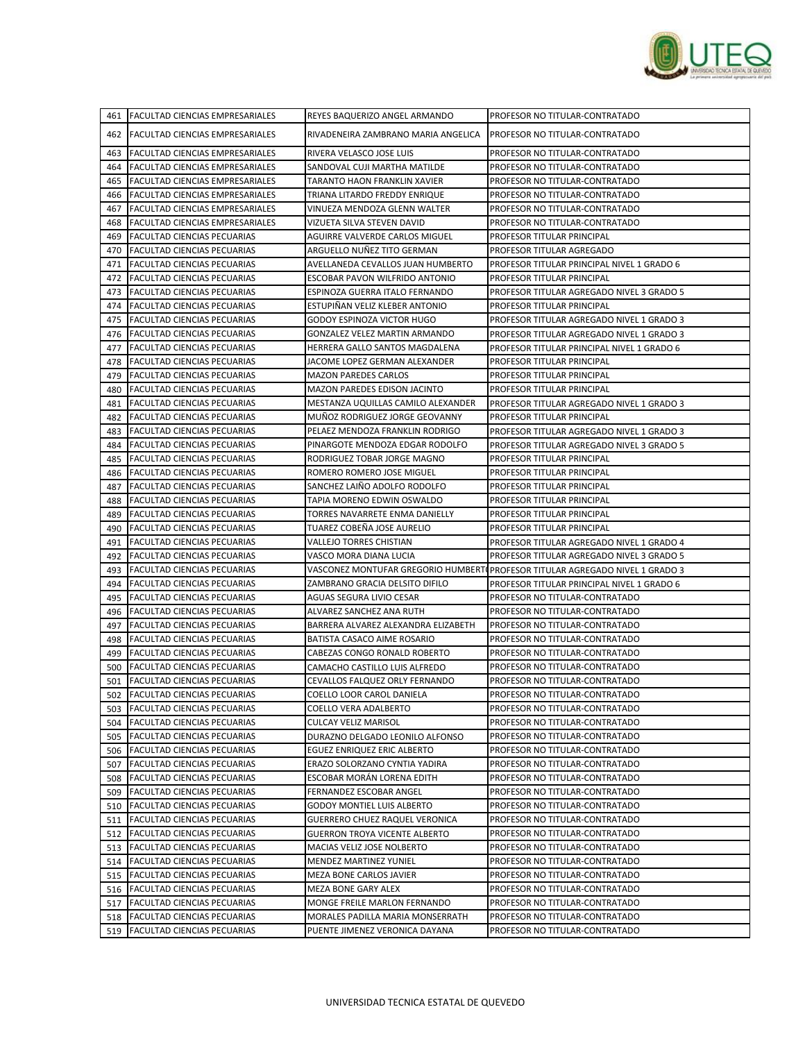| 461 | FACULTAD CIENCIAS EMPRESARIALES | REYES BAQUERIZO ANGEL ARMANDO | PROFESOR NO TITULAR-CONTRATADO |
|---|---|---|---|
| 462 | FACULTAD CIENCIAS EMPRESARIALES | RIVADENEIRA ZAMBRANO MARIA ANGELICA | PROFESOR NO TITULAR-CONTRATADO |
| 463 | FACULTAD CIENCIAS EMPRESARIALES | RIVERA VELASCO JOSE LUIS | PROFESOR NO TITULAR-CONTRATADO |
| 464 | FACULTAD CIENCIAS EMPRESARIALES | SANDOVAL CUJI MARTHA MATILDE | PROFESOR NO TITULAR-CONTRATADO |
| 465 | FACULTAD CIENCIAS EMPRESARIALES | TARANTO HAON FRANKLIN XAVIER | PROFESOR NO TITULAR-CONTRATADO |
| 466 | FACULTAD CIENCIAS EMPRESARIALES | TRIANA LITARDO FREDDY ENRIQUE | PROFESOR NO TITULAR-CONTRATADO |
| 467 | FACULTAD CIENCIAS EMPRESARIALES | VINUEZA MENDOZA GLENN WALTER | PROFESOR NO TITULAR-CONTRATADO |
| 468 | FACULTAD CIENCIAS EMPRESARIALES | VIZUETA SILVA STEVEN DAVID | PROFESOR NO TITULAR-CONTRATADO |
| 469 | FACULTAD CIENCIAS PECUARIAS | AGUIRRE VALVERDE CARLOS MIGUEL | PROFESOR TITULAR PRINCIPAL |
| 470 | FACULTAD CIENCIAS PECUARIAS | ARGUELLO NUÑEZ TITO GERMAN | PROFESOR TITULAR AGREGADO |
| 471 | FACULTAD CIENCIAS PECUARIAS | AVELLANEDA CEVALLOS JUAN HUMBERTO | PROFESOR TITULAR PRINCIPAL NIVEL 1 GRADO 6 |
| 472 | FACULTAD CIENCIAS PECUARIAS | ESCOBAR PAVON WILFRIDO ANTONIO | PROFESOR TITULAR PRINCIPAL |
| 473 | FACULTAD CIENCIAS PECUARIAS | ESPINOZA GUERRA ITALO FERNANDO | PROFESOR TITULAR AGREGADO NIVEL 3 GRADO 5 |
| 474 | FACULTAD CIENCIAS PECUARIAS | ESTUPIÑAN VELIZ KLEBER ANTONIO | PROFESOR TITULAR PRINCIPAL |
| 475 | FACULTAD CIENCIAS PECUARIAS | GODOY ESPINOZA VICTOR HUGO | PROFESOR TITULAR AGREGADO NIVEL 1 GRADO 3 |
| 476 | FACULTAD CIENCIAS PECUARIAS | GONZALEZ VELEZ MARTIN ARMANDO | PROFESOR TITULAR AGREGADO NIVEL 1 GRADO 3 |
| 477 | FACULTAD CIENCIAS PECUARIAS | HERRERA GALLO SANTOS MAGDALENA | PROFESOR TITULAR PRINCIPAL NIVEL 1 GRADO 6 |
| 478 | FACULTAD CIENCIAS PECUARIAS | JACOME LOPEZ GERMAN ALEXANDER | PROFESOR TITULAR PRINCIPAL |
| 479 | FACULTAD CIENCIAS PECUARIAS | MAZON PAREDES CARLOS | PROFESOR TITULAR PRINCIPAL |
| 480 | FACULTAD CIENCIAS PECUARIAS | MAZON PAREDES EDISON JACINTO | PROFESOR TITULAR PRINCIPAL |
| 481 | FACULTAD CIENCIAS PECUARIAS | MESTANZA UQUILLAS CAMILO ALEXANDER | PROFESOR TITULAR AGREGADO NIVEL 1 GRADO 3 |
| 482 | FACULTAD CIENCIAS PECUARIAS | MUÑOZ RODRIGUEZ JORGE GEOVANNY | PROFESOR TITULAR PRINCIPAL |
| 483 | FACULTAD CIENCIAS PECUARIAS | PELAEZ MENDOZA FRANKLIN RODRIGO | PROFESOR TITULAR AGREGADO NIVEL 1 GRADO 3 |
| 484 | FACULTAD CIENCIAS PECUARIAS | PINARGOTE MENDOZA EDGAR RODOLFO | PROFESOR TITULAR AGREGADO NIVEL 3 GRADO 5 |
| 485 | FACULTAD CIENCIAS PECUARIAS | RODRIGUEZ TOBAR JORGE MAGNO | PROFESOR TITULAR PRINCIPAL |
| 486 | FACULTAD CIENCIAS PECUARIAS | ROMERO ROMERO JOSE MIGUEL | PROFESOR TITULAR PRINCIPAL |
| 487 | FACULTAD CIENCIAS PECUARIAS | SANCHEZ LAIÑO ADOLFO RODOLFO | PROFESOR TITULAR PRINCIPAL |
| 488 | FACULTAD CIENCIAS PECUARIAS | TAPIA MORENO EDWIN OSWALDO | PROFESOR TITULAR PRINCIPAL |
| 489 | FACULTAD CIENCIAS PECUARIAS | TORRES NAVARRETE ENMA DANIELLY | PROFESOR TITULAR PRINCIPAL |
| 490 | FACULTAD CIENCIAS PECUARIAS | TUAREZ COBEÑA JOSE AURELIO | PROFESOR TITULAR PRINCIPAL |
| 491 | FACULTAD CIENCIAS PECUARIAS | VALLEJO TORRES CHISTIAN | PROFESOR TITULAR AGREGADO NIVEL 1 GRADO 4 |
| 492 | FACULTAD CIENCIAS PECUARIAS | VASCO MORA DIANA LUCIA | PROFESOR TITULAR AGREGADO NIVEL 3 GRADO 5 |
| 493 | FACULTAD CIENCIAS PECUARIAS | VASCONEZ MONTUFAR GREGORIO HUMBERT( | PROFESOR TITULAR AGREGADO NIVEL 1 GRADO 3 |
| 494 | FACULTAD CIENCIAS PECUARIAS | ZAMBRANO GRACIA DELSITO DIFILO | PROFESOR TITULAR PRINCIPAL NIVEL 1 GRADO 6 |
| 495 | FACULTAD CIENCIAS PECUARIAS | AGUAS SEGURA LIVIO CESAR | PROFESOR NO TITULAR-CONTRATADO |
| 496 | FACULTAD CIENCIAS PECUARIAS | ALVAREZ SANCHEZ ANA RUTH | PROFESOR NO TITULAR-CONTRATADO |
| 497 | FACULTAD CIENCIAS PECUARIAS | BARRERA ALVAREZ ALEXANDRA ELIZABETH | PROFESOR NO TITULAR-CONTRATADO |
| 498 | FACULTAD CIENCIAS PECUARIAS | BATISTA CASACO AIME ROSARIO | PROFESOR NO TITULAR-CONTRATADO |
| 499 | FACULTAD CIENCIAS PECUARIAS | CABEZAS CONGO RONALD ROBERTO | PROFESOR NO TITULAR-CONTRATADO |
| 500 | FACULTAD CIENCIAS PECUARIAS | CAMACHO CASTILLO LUIS ALFREDO | PROFESOR NO TITULAR-CONTRATADO |
| 501 | FACULTAD CIENCIAS PECUARIAS | CEVALLOS FALQUEZ ORLY FERNANDO | PROFESOR NO TITULAR-CONTRATADO |
| 502 | FACULTAD CIENCIAS PECUARIAS | COELLO LOOR CAROL DANIELA | PROFESOR NO TITULAR-CONTRATADO |
| 503 | FACULTAD CIENCIAS PECUARIAS | COELLO VERA ADALBERTO | PROFESOR NO TITULAR-CONTRATADO |
| 504 | FACULTAD CIENCIAS PECUARIAS | CULCAY VELIZ MARISOL | PROFESOR NO TITULAR-CONTRATADO |
| 505 | FACULTAD CIENCIAS PECUARIAS | DURAZNO DELGADO LEONILO ALFONSO | PROFESOR NO TITULAR-CONTRATADO |
| 506 | FACULTAD CIENCIAS PECUARIAS | EGUEZ ENRIQUEZ ERIC ALBERTO | PROFESOR NO TITULAR-CONTRATADO |
| 507 | FACULTAD CIENCIAS PECUARIAS | ERAZO SOLORZANO CYNTIA YADIRA | PROFESOR NO TITULAR-CONTRATADO |
| 508 | FACULTAD CIENCIAS PECUARIAS | ESCOBAR MORÁN LORENA EDITH | PROFESOR NO TITULAR-CONTRATADO |
| 509 | FACULTAD CIENCIAS PECUARIAS | FERNANDEZ ESCOBAR ANGEL | PROFESOR NO TITULAR-CONTRATADO |
| 510 | FACULTAD CIENCIAS PECUARIAS | GODOY MONTIEL LUIS ALBERTO | PROFESOR NO TITULAR-CONTRATADO |
| 511 | FACULTAD CIENCIAS PECUARIAS | GUERRERO CHUEZ RAQUEL VERONICA | PROFESOR NO TITULAR-CONTRATADO |
| 512 | FACULTAD CIENCIAS PECUARIAS | GUERRON TROYA VICENTE ALBERTO | PROFESOR NO TITULAR-CONTRATADO |
| 513 | FACULTAD CIENCIAS PECUARIAS | MACIAS VELIZ JOSE NOLBERTO | PROFESOR NO TITULAR-CONTRATADO |
| 514 | FACULTAD CIENCIAS PECUARIAS | MENDEZ MARTINEZ YUNIEL | PROFESOR NO TITULAR-CONTRATADO |
| 515 | FACULTAD CIENCIAS PECUARIAS | MEZA BONE CARLOS JAVIER | PROFESOR NO TITULAR-CONTRATADO |
| 516 | FACULTAD CIENCIAS PECUARIAS | MEZA BONE GARY ALEX | PROFESOR NO TITULAR-CONTRATADO |
| 517 | FACULTAD CIENCIAS PECUARIAS | MONGE FREILE MARLON FERNANDO | PROFESOR NO TITULAR-CONTRATADO |
| 518 | FACULTAD CIENCIAS PECUARIAS | MORALES PADILLA MARIA MONSERRATH | PROFESOR NO TITULAR-CONTRATADO |
| 519 | FACULTAD CIENCIAS PECUARIAS | PUENTE JIMENEZ VERONICA DAYANA | PROFESOR NO TITULAR-CONTRATADO |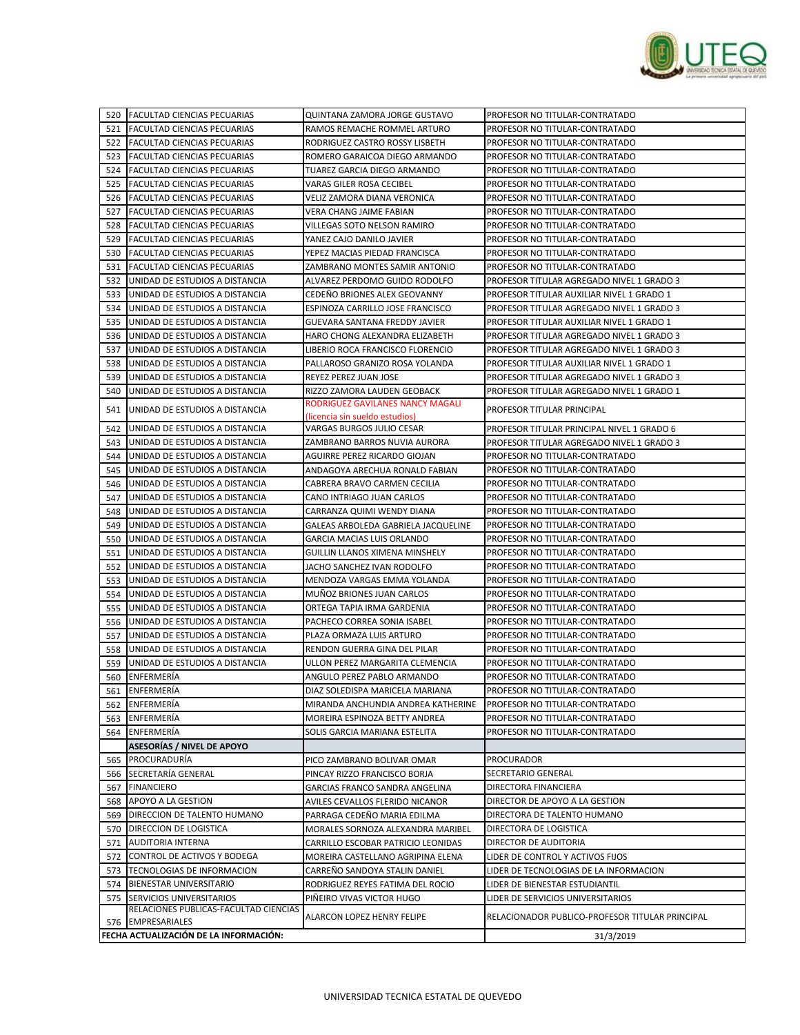| | | | |
|---|---|---|---|
| 520 | FACULTAD CIENCIAS PECUARIAS | QUINTANA ZAMORA JORGE GUSTAVO | PROFESOR NO TITULAR-CONTRATADO |
| 521 | FACULTAD CIENCIAS PECUARIAS | RAMOS REMACHE ROMMEL ARTURO | PROFESOR NO TITULAR-CONTRATADO |
| 522 | FACULTAD CIENCIAS PECUARIAS | RODRIGUEZ CASTRO ROSSY LISBETH | PROFESOR NO TITULAR-CONTRATADO |
| 523 | FACULTAD CIENCIAS PECUARIAS | ROMERO GARAICOA DIEGO ARMANDO | PROFESOR NO TITULAR-CONTRATADO |
| 524 | FACULTAD CIENCIAS PECUARIAS | TUAREZ GARCIA DIEGO ARMANDO | PROFESOR NO TITULAR-CONTRATADO |
| 525 | FACULTAD CIENCIAS PECUARIAS | VARAS GILER ROSA CECIBEL | PROFESOR NO TITULAR-CONTRATADO |
| 526 | FACULTAD CIENCIAS PECUARIAS | VELIZ ZAMORA DIANA VERONICA | PROFESOR NO TITULAR-CONTRATADO |
| 527 | FACULTAD CIENCIAS PECUARIAS | VERA CHANG JAIME FABIAN | PROFESOR NO TITULAR-CONTRATADO |
| 528 | FACULTAD CIENCIAS PECUARIAS | VILLEGAS SOTO NELSON RAMIRO | PROFESOR NO TITULAR-CONTRATADO |
| 529 | FACULTAD CIENCIAS PECUARIAS | YANEZ CAJO DANILO JAVIER | PROFESOR NO TITULAR-CONTRATADO |
| 530 | FACULTAD CIENCIAS PECUARIAS | YEPEZ MACIAS PIEDAD FRANCISCA | PROFESOR NO TITULAR-CONTRATADO |
| 531 | FACULTAD CIENCIAS PECUARIAS | ZAMBRANO MONTES SAMIR ANTONIO | PROFESOR NO TITULAR-CONTRATADO |
| 532 | UNIDAD DE ESTUDIOS A DISTANCIA | ALVAREZ PERDOMO GUIDO RODOLFO | PROFESOR TITULAR AGREGADO NIVEL 1 GRADO 3 |
| 533 | UNIDAD DE ESTUDIOS A DISTANCIA | CEDEÑO BRIONES ALEX GEOVANNY | PROFESOR TITULAR AUXILIAR NIVEL 1 GRADO 1 |
| 534 | UNIDAD DE ESTUDIOS A DISTANCIA | ESPINOZA CARRILLO JOSE FRANCISCO | PROFESOR TITULAR AGREGADO NIVEL 1 GRADO 3 |
| 535 | UNIDAD DE ESTUDIOS A DISTANCIA | GUEVARA SANTANA FREDDY JAVIER | PROFESOR TITULAR AUXILIAR NIVEL 1 GRADO 1 |
| 536 | UNIDAD DE ESTUDIOS A DISTANCIA | HARO CHONG ALEXANDRA ELIZABETH | PROFESOR TITULAR AGREGADO NIVEL 1 GRADO 3 |
| 537 | UNIDAD DE ESTUDIOS A DISTANCIA | LIBERIO ROCA FRANCISCO FLORENCIO | PROFESOR TITULAR AGREGADO NIVEL 1 GRADO 3 |
| 538 | UNIDAD DE ESTUDIOS A DISTANCIA | PALLAROSO GRANIZO ROSA YOLANDA | PROFESOR TITULAR AUXILIAR NIVEL 1 GRADO 1 |
| 539 | UNIDAD DE ESTUDIOS A DISTANCIA | REYEZ PEREZ JUAN JOSE | PROFESOR TITULAR AGREGADO NIVEL 1 GRADO 3 |
| 540 | UNIDAD DE ESTUDIOS A DISTANCIA | RIZZO ZAMORA LAUDEN GEOBACK | PROFESOR TITULAR AGREGADO NIVEL 1 GRADO 1 |
| 541 | UNIDAD DE ESTUDIOS A DISTANCIA | RODRIGUEZ GAVILANES NANCY MAGALI (licencia sin sueldo estudios) | PROFESOR TITULAR PRINCIPAL |
| 542 | UNIDAD DE ESTUDIOS A DISTANCIA | VARGAS BURGOS JULIO CESAR | PROFESOR TITULAR PRINCIPAL NIVEL 1 GRADO 6 |
| 543 | UNIDAD DE ESTUDIOS A DISTANCIA | ZAMBRANO BARROS NUVIA AURORA | PROFESOR TITULAR AGREGADO NIVEL 1 GRADO 3 |
| 544 | UNIDAD DE ESTUDIOS A DISTANCIA | AGUIRRE PEREZ RICARDO GIOJAN | PROFESOR NO TITULAR-CONTRATADO |
| 545 | UNIDAD DE ESTUDIOS A DISTANCIA | ANDAGOYA ARECHUA RONALD FABIAN | PROFESOR NO TITULAR-CONTRATADO |
| 546 | UNIDAD DE ESTUDIOS A DISTANCIA | CABRERA BRAVO CARMEN CECILIA | PROFESOR NO TITULAR-CONTRATADO |
| 547 | UNIDAD DE ESTUDIOS A DISTANCIA | CANO INTRIAGO JUAN CARLOS | PROFESOR NO TITULAR-CONTRATADO |
| 548 | UNIDAD DE ESTUDIOS A DISTANCIA | CARRANZA QUIMI WENDY DIANA | PROFESOR NO TITULAR-CONTRATADO |
| 549 | UNIDAD DE ESTUDIOS A DISTANCIA | GALEAS ARBOLEDA GABRIELA JACQUELINE | PROFESOR NO TITULAR-CONTRATADO |
| 550 | UNIDAD DE ESTUDIOS A DISTANCIA | GARCIA MACIAS LUIS ORLANDO | PROFESOR NO TITULAR-CONTRATADO |
| 551 | UNIDAD DE ESTUDIOS A DISTANCIA | GUILLIN LLANOS XIMENA MINSHELY | PROFESOR NO TITULAR-CONTRATADO |
| 552 | UNIDAD DE ESTUDIOS A DISTANCIA | JACHO SANCHEZ IVAN RODOLFO | PROFESOR NO TITULAR-CONTRATADO |
| 553 | UNIDAD DE ESTUDIOS A DISTANCIA | MENDOZA VARGAS EMMA YOLANDA | PROFESOR NO TITULAR-CONTRATADO |
| 554 | UNIDAD DE ESTUDIOS A DISTANCIA | MUÑOZ BRIONES JUAN CARLOS | PROFESOR NO TITULAR-CONTRATADO |
| 555 | UNIDAD DE ESTUDIOS A DISTANCIA | ORTEGA TAPIA IRMA GARDENIA | PROFESOR NO TITULAR-CONTRATADO |
| 556 | UNIDAD DE ESTUDIOS A DISTANCIA | PACHECO CORREA SONIA ISABEL | PROFESOR NO TITULAR-CONTRATADO |
| 557 | UNIDAD DE ESTUDIOS A DISTANCIA | PLAZA ORMAZA LUIS ARTURO | PROFESOR NO TITULAR-CONTRATADO |
| 558 | UNIDAD DE ESTUDIOS A DISTANCIA | RENDON GUERRA GINA DEL PILAR | PROFESOR NO TITULAR-CONTRATADO |
| 559 | UNIDAD DE ESTUDIOS A DISTANCIA | ULLON PEREZ MARGARITA CLEMENCIA | PROFESOR NO TITULAR-CONTRATADO |
| 560 | ENFERMERÍA | ANGULO PEREZ PABLO ARMANDO | PROFESOR NO TITULAR-CONTRATADO |
| 561 | ENFERMERÍA | DIAZ SOLEDISPA MARICELA MARIANA | PROFESOR NO TITULAR-CONTRATADO |
| 562 | ENFERMERÍA | MIRANDA ANCHUNDIA ANDREA KATHERINE | PROFESOR NO TITULAR-CONTRATADO |
| 563 | ENFERMERÍA | MOREIRA ESPINOZA BETTY ANDREA | PROFESOR NO TITULAR-CONTRATADO |
| 564 | ENFERMERÍA | SOLIS GARCIA MARIANA ESTELITA | PROFESOR NO TITULAR-CONTRATADO |
| | **ASESORÍAS / NIVEL DE APOYO** | | |
| 565 | PROCURADURÍA | PICO ZAMBRANO BOLIVAR OMAR | PROCURADOR |
| 566 | SECRETARÍA GENERAL | PINCAY RIZZO FRANCISCO BORJA | SECRETARIO GENERAL |
| 567 | FINANCIERO | GARCIAS FRANCO SANDRA ANGELINA | DIRECTORA FINANCIERA |
| 568 | APOYO A LA GESTION | AVILES CEVALLOS FLERIDO NICANOR | DIRECTOR DE APOYO A LA GESTION |
| 569 | DIRECCION DE TALENTO HUMANO | PARRAGA CEDEÑO MARIA EDILMA | DIRECTORA DE TALENTO HUMANO |
| 570 | DIRECCION DE LOGISTICA | MORALES SORNOZA ALEXANDRA MARIBEL | DIRECTORA DE LOGISTICA |
| 571 | AUDITORIA INTERNA | CARRILLO ESCOBAR PATRICIO LEONIDAS | DIRECTOR DE AUDITORIA |
| 572 | CONTROL DE ACTIVOS Y BODEGA | MOREIRA CASTELLANO AGRIPINA ELENA | LIDER DE CONTROL Y ACTIVOS FIJOS |
| 573 | TECNOLOGIAS DE INFORMACION | CARREÑO SANDOYA STALIN DANIEL | LIDER DE TECNOLOGIAS DE LA INFORMACION |
| 574 | BIENESTAR UNIVERSITARIO | RODRIGUEZ REYES FATIMA DEL ROCIO | LIDER DE BIENESTAR ESTUDIANTIL |
| 575 | SERVICIOS UNIVERSITARIOS | PIÑEIRO VIVAS VICTOR HUGO | LIDER DE SERVICIOS UNIVERSITARIOS |
| 576 | RELACIONES PUBLICAS-FACULTAD CIENCIAS EMPRESARIALES | ALARCON LOPEZ HENRY FELIPE | RELACIONADOR PUBLICO-PROFESOR TITULAR PRINCIPAL |
| **FECHA ACTUALIZACIÓN DE LA INFORMACIÓN:** | | | 31/3/2019 |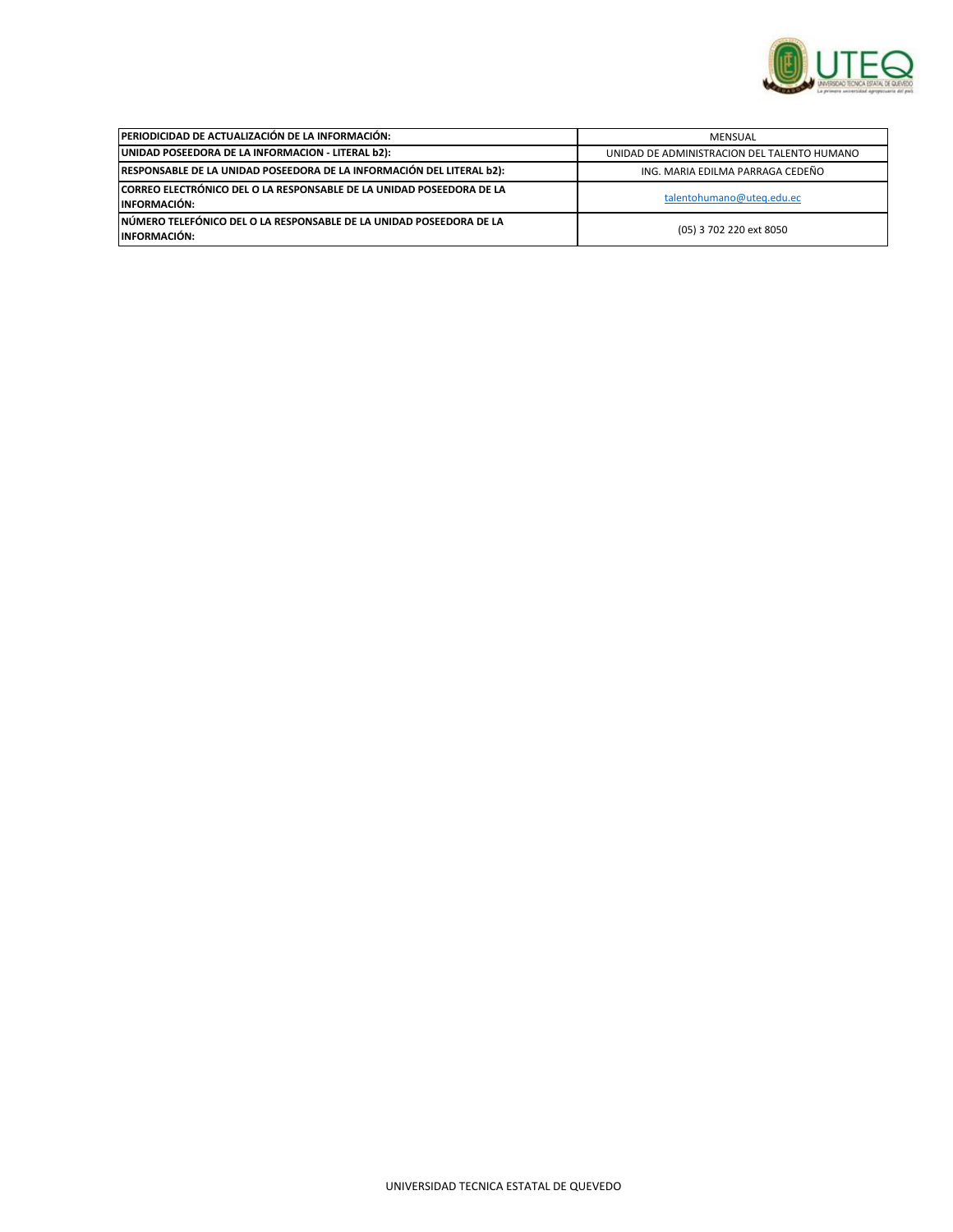| | |
|---|---|
| **PERIODICIDAD DE ACTUALIZACIÓN DE LA INFORMACIÓN:** | MENSUAL |
| **UNIDAD POSEEDORA DE LA INFORMACION - LITERAL b2):** | UNIDAD DE ADMINISTRACION DEL TALENTO HUMANO |
| **RESPONSABLE DE LA UNIDAD POSEEDORA DE LA INFORMACIÓN DEL LITERAL b2):** | ING. MARIA EDILMA PARRAGA CEDEÑO |
| **CORREO ELECTRÓNICO DEL O LA RESPONSABLE DE LA UNIDAD POSEEDORA DE LA INFORMACIÓN:** | talentohumano@uteq.edu.ec |
| **NÚMERO TELEFÓNICO DEL O LA RESPONSABLE DE LA UNIDAD POSEEDORA DE LA INFORMACIÓN:** | (05) 3 702 220 ext 8050 |